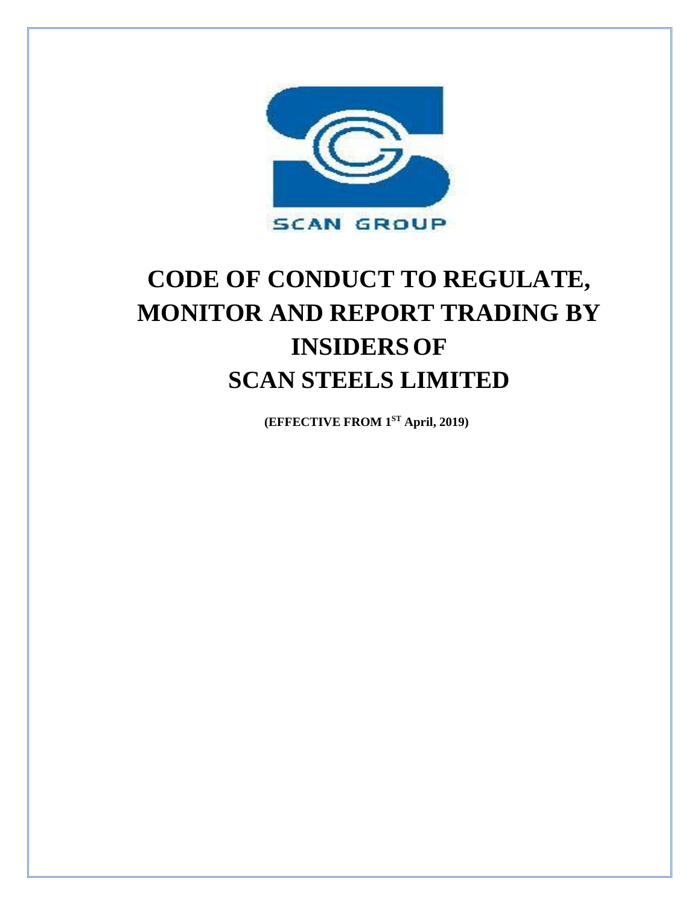SCAN GROUP

# CODE OF CONDUCT TO REGULATE, MONITOR AND REPORT TRADING BY INSIDERS OF SCAN STEELS LIMITED

**(EFFECTIVE FROM 1ST April, 2019)**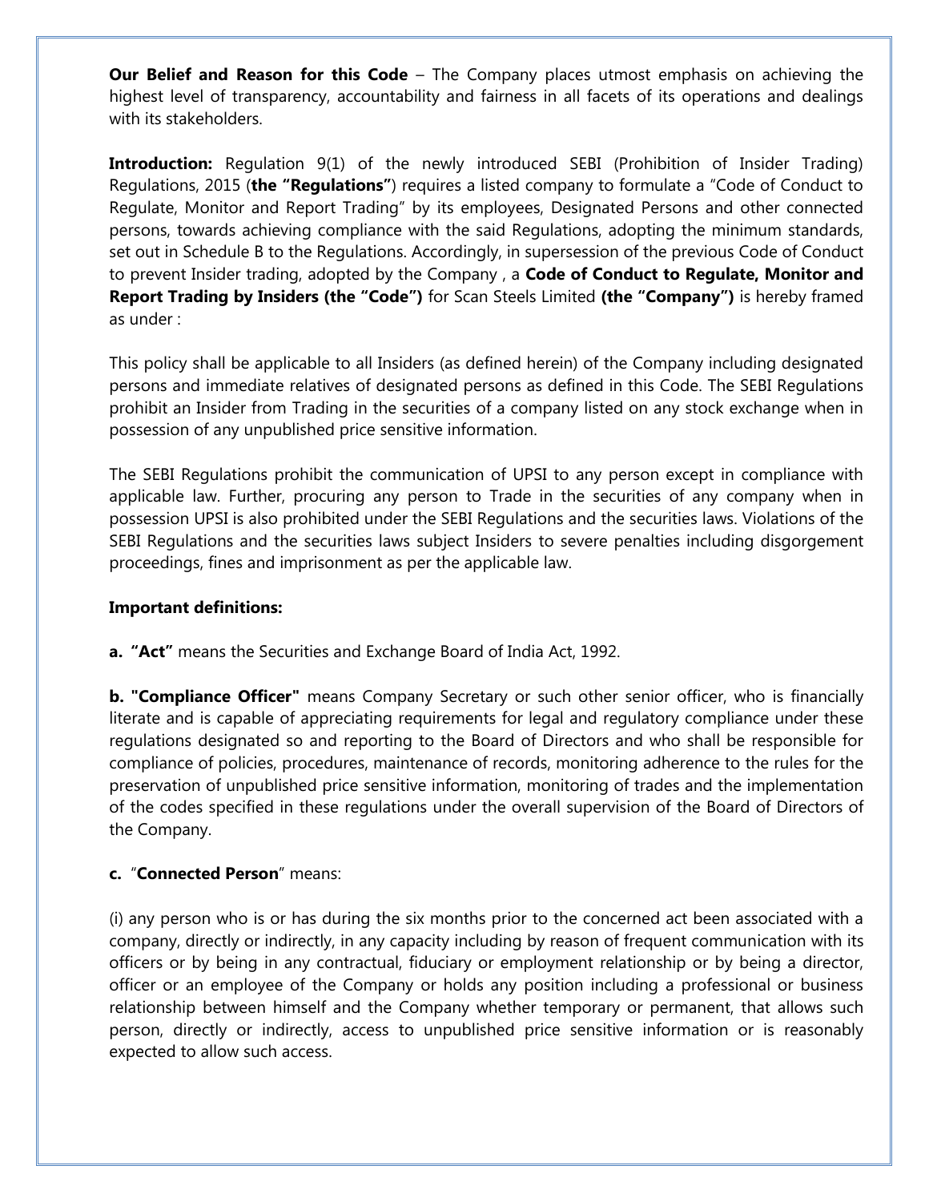**Our Belief and Reason for this Code** – The Company places utmost emphasis on achieving the highest level of transparency, accountability and fairness in all facets of its operations and dealings with its stakeholders.

**Introduction:** Regulation 9(1) of the newly introduced SEBI (Prohibition of Insider Trading) Regulations, 2015 (**the "Regulations"**) requires a listed company to formulate a "Code of Conduct to Regulate, Monitor and Report Trading" by its employees, Designated Persons and other connected persons, towards achieving compliance with the said Regulations, adopting the minimum standards, set out in Schedule B to the Regulations. Accordingly, in supersession of the previous Code of Conduct to prevent Insider trading, adopted by the Company , a **Code of Conduct to Regulate, Monitor and Report Trading by Insiders (the "Code")** for Scan Steels Limited **(the "Company")** is hereby framed as under :

This policy shall be applicable to all Insiders (as defined herein) of the Company including designated persons and immediate relatives of designated persons as defined in this Code. The SEBI Regulations prohibit an Insider from Trading in the securities of a company listed on any stock exchange when in possession of any unpublished price sensitive information.

The SEBI Regulations prohibit the communication of UPSI to any person except in compliance with applicable law. Further, procuring any person to Trade in the securities of any company when in possession UPSI is also prohibited under the SEBI Regulations and the securities laws. Violations of the SEBI Regulations and the securities laws subject Insiders to severe penalties including disgorgement proceedings, fines and imprisonment as per the applicable law.

**Important definitions:**

**a. "Act"** means the Securities and Exchange Board of India Act, 1992.

**b. "Compliance Officer"** means Company Secretary or such other senior officer, who is financially literate and is capable of appreciating requirements for legal and regulatory compliance under these regulations designated so and reporting to the Board of Directors and who shall be responsible for compliance of policies, procedures, maintenance of records, monitoring adherence to the rules for the preservation of unpublished price sensitive information, monitoring of trades and the implementation of the codes specified in these regulations under the overall supervision of the Board of Directors of the Company.

**c.** "**Connected Person**" means:

(i) any person who is or has during the six months prior to the concerned act been associated with a company, directly or indirectly, in any capacity including by reason of frequent communication with its officers or by being in any contractual, fiduciary or employment relationship or by being a director, officer or an employee of the Company or holds any position including a professional or business relationship between himself and the Company whether temporary or permanent, that allows such person, directly or indirectly, access to unpublished price sensitive information or is reasonably expected to allow such access.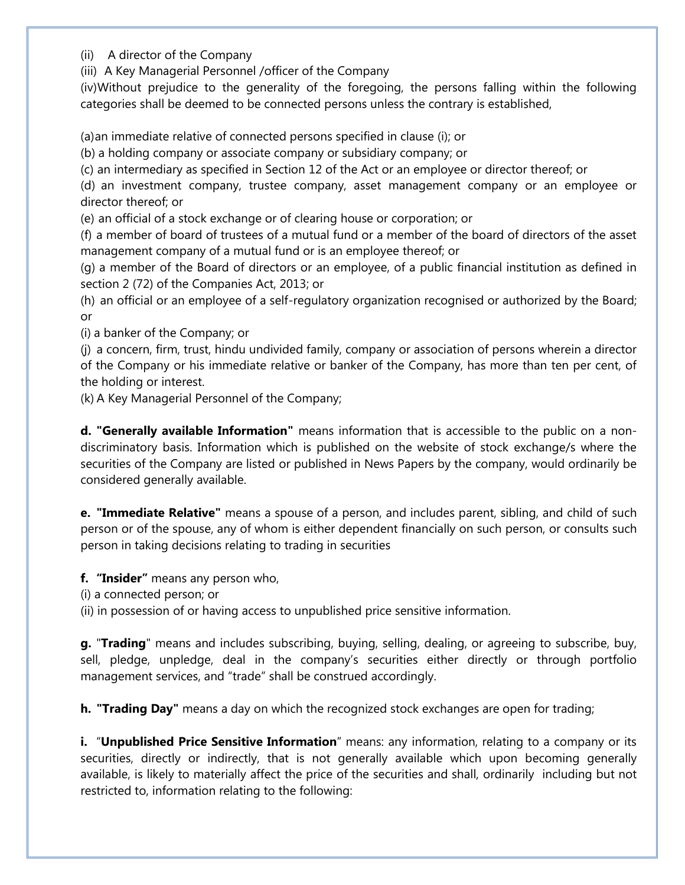(ii) A director of the Company

(iii) A Key Managerial Personnel /officer of the Company

(iv) Without prejudice to the generality of the foregoing, the persons falling within the following categories shall be deemed to be connected persons unless the contrary is established,

(a) an immediate relative of connected persons specified in clause (i); or

(b) a holding company or associate company or subsidiary company; or

(c) an intermediary as specified in Section 12 of the Act or an employee or director thereof; or

(d) an investment company, trustee company, asset management company or an employee or director thereof; or

(e) an official of a stock exchange or of clearing house or corporation; or

(f) a member of board of trustees of a mutual fund or a member of the board of directors of the asset management company of a mutual fund or is an employee thereof; or

(g) a member of the Board of directors or an employee, of a public financial institution as defined in section 2 (72) of the Companies Act, 2013; or

(h) an official or an employee of a self-regulatory organization recognised or authorized by the Board; or

(i) a banker of the Company; or

(j) a concern, firm, trust, hindu undivided family, company or association of persons wherein a director of the Company or his immediate relative or banker of the Company, has more than ten per cent, of the holding or interest.

(k) A Key Managerial Personnel of the Company;

**d. "Generally available Information"** means information that is accessible to the public on a non-discriminatory basis. Information which is published on the website of stock exchange/s where the securities of the Company are listed or published in News Papers by the company, would ordinarily be considered generally available.

**e. "Immediate Relative"** means a spouse of a person, and includes parent, sibling, and child of such person or of the spouse, any of whom is either dependent financially on such person, or consults such person in taking decisions relating to trading in securities

**f. "Insider"** means any person who,

(i) a connected person; or

(ii) in possession of or having access to unpublished price sensitive information.

**g.** "**Trading**" means and includes subscribing, buying, selling, dealing, or agreeing to subscribe, buy, sell, pledge, unpledge, deal in the company's securities either directly or through portfolio management services, and "trade" shall be construed accordingly.

**h. "Trading Day"** means a day on which the recognized stock exchanges are open for trading;

**i.** "**Unpublished Price Sensitive Information**" means: any information, relating to a company or its securities, directly or indirectly, that is not generally available which upon becoming generally available, is likely to materially affect the price of the securities and shall, ordinarily including but not restricted to, information relating to the following: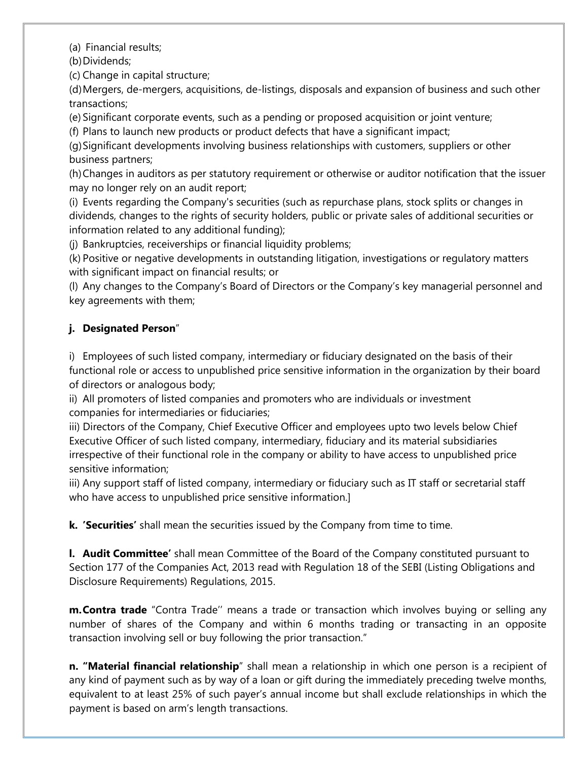(a) Financial results;

(b) Dividends;

(c) Change in capital structure;

(d) Mergers, de-mergers, acquisitions, de-listings, disposals and expansion of business and such other transactions;

(e) Significant corporate events, such as a pending or proposed acquisition or joint venture;

(f) Plans to launch new products or product defects that have a significant impact;

(g) Significant developments involving business relationships with customers, suppliers or other business partners;

(h) Changes in auditors as per statutory requirement or otherwise or auditor notification that the issuer may no longer rely on an audit report;

(i) Events regarding the Company's securities (such as repurchase plans, stock splits or changes in dividends, changes to the rights of security holders, public or private sales of additional securities or information related to any additional funding);

(j) Bankruptcies, receiverships or financial liquidity problems;

(k) Positive or negative developments in outstanding litigation, investigations or regulatory matters with significant impact on financial results; or

(l) Any changes to the Company's Board of Directors or the Company's key managerial personnel and key agreements with them;

**j. Designated Person**"

i) Employees of such listed company, intermediary or fiduciary designated on the basis of their functional role or access to unpublished price sensitive information in the organization by their board of directors or analogous body;

ii) All promoters of listed companies and promoters who are individuals or investment companies for intermediaries or fiduciaries;

iii) Directors of the Company, Chief Executive Officer and employees upto two levels below Chief Executive Officer of such listed company, intermediary, fiduciary and its material subsidiaries irrespective of their functional role in the company or ability to have access to unpublished price sensitive information;

iii) Any support staff of listed company, intermediary or fiduciary such as IT staff or secretarial staff who have access to unpublished price sensitive information.]

**k. 'Securities'** shall mean the securities issued by the Company from time to time.

**l. Audit Committee'** shall mean Committee of the Board of the Company constituted pursuant to Section 177 of the Companies Act, 2013 read with Regulation 18 of the SEBI (Listing Obligations and Disclosure Requirements) Regulations, 2015.

**m. Contra trade** "Contra Trade'' means a trade or transaction which involves buying or selling any number of shares of the Company and within 6 months trading or transacting in an opposite transaction involving sell or buy following the prior transaction."

**n. "Material financial relationship**" shall mean a relationship in which one person is a recipient of any kind of payment such as by way of a loan or gift during the immediately preceding twelve months, equivalent to at least 25% of such payer's annual income but shall exclude relationships in which the payment is based on arm's length transactions.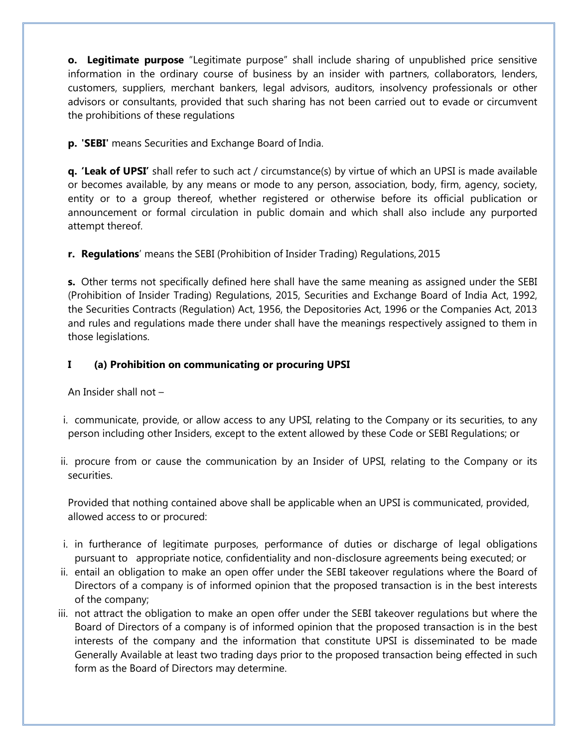**o. Legitimate purpose** "Legitimate purpose" shall include sharing of unpublished price sensitive information in the ordinary course of business by an insider with partners, collaborators, lenders, customers, suppliers, merchant bankers, legal advisors, auditors, insolvency professionals or other advisors or consultants, provided that such sharing has not been carried out to evade or circumvent the prohibitions of these regulations

**p. 'SEBI'** means Securities and Exchange Board of India.

**q. 'Leak of UPSI'** shall refer to such act / circumstance(s) by virtue of which an UPSI is made available or becomes available, by any means or mode to any person, association, body, firm, agency, society, entity or to a group thereof, whether registered or otherwise before its official publication or announcement or formal circulation in public domain and which shall also include any purported attempt thereof.

**r. Regulations**' means the SEBI (Prohibition of Insider Trading) Regulations, 2015

**s.** Other terms not specifically defined here shall have the same meaning as assigned under the SEBI (Prohibition of Insider Trading) Regulations, 2015, Securities and Exchange Board of India Act, 1992, the Securities Contracts (Regulation) Act, 1956, the Depositories Act, 1996 or the Companies Act, 2013 and rules and regulations made there under shall have the meanings respectively assigned to them in those legislations.

**I (a) Prohibition on communicating or procuring UPSI**

An Insider shall not –

i. communicate, provide, or allow access to any UPSI, relating to the Company or its securities, to any person including other Insiders, except to the extent allowed by these Code or SEBI Regulations; or

ii. procure from or cause the communication by an Insider of UPSI, relating to the Company or its securities.

Provided that nothing contained above shall be applicable when an UPSI is communicated, provided, allowed access to or procured:

i. in furtherance of legitimate purposes, performance of duties or discharge of legal obligations pursuant to appropriate notice, confidentiality and non-disclosure agreements being executed; or
ii. entail an obligation to make an open offer under the SEBI takeover regulations where the Board of Directors of a company is of informed opinion that the proposed transaction is in the best interests of the company;
iii. not attract the obligation to make an open offer under the SEBI takeover regulations but where the Board of Directors of a company is of informed opinion that the proposed transaction is in the best interests of the company and the information that constitute UPSI is disseminated to be made Generally Available at least two trading days prior to the proposed transaction being effected in such form as the Board of Directors may determine.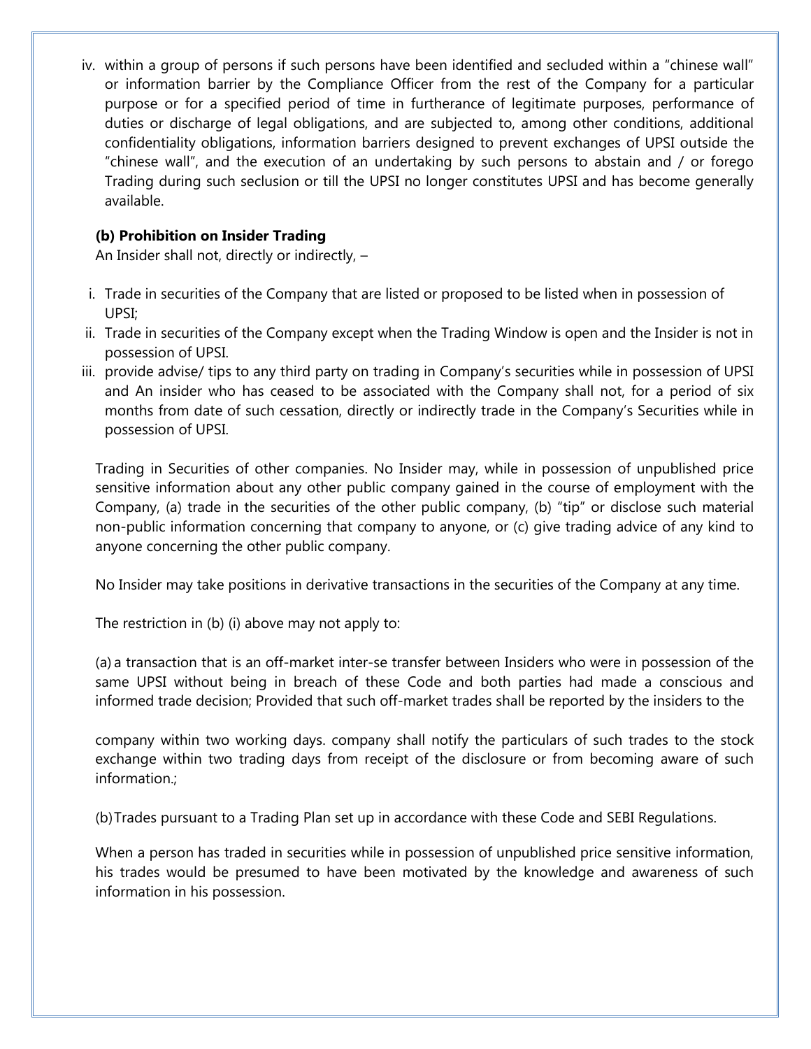iv. within a group of persons if such persons have been identified and secluded within a "chinese wall" or information barrier by the Compliance Officer from the rest of the Company for a particular purpose or for a specified period of time in furtherance of legitimate purposes, performance of duties or discharge of legal obligations, and are subjected to, among other conditions, additional confidentiality obligations, information barriers designed to prevent exchanges of UPSI outside the "chinese wall", and the execution of an undertaking by such persons to abstain and / or forego Trading during such seclusion or till the UPSI no longer constitutes UPSI and has become generally available.

**(b) Prohibition on Insider Trading**

An Insider shall not, directly or indirectly, –

i. Trade in securities of the Company that are listed or proposed to be listed when in possession of UPSI;
ii. Trade in securities of the Company except when the Trading Window is open and the Insider is not in possession of UPSI.
iii. provide advise/ tips to any third party on trading in Company's securities while in possession of UPSI and An insider who has ceased to be associated with the Company shall not, for a period of six months from date of such cessation, directly or indirectly trade in the Company's Securities while in possession of UPSI.

Trading in Securities of other companies. No Insider may, while in possession of unpublished price sensitive information about any other public company gained in the course of employment with the Company, (a) trade in the securities of the other public company, (b) "tip" or disclose such material non-public information concerning that company to anyone, or (c) give trading advice of any kind to anyone concerning the other public company.

No Insider may take positions in derivative transactions in the securities of the Company at any time.

The restriction in (b) (i) above may not apply to:

(a) a transaction that is an off-market inter-se transfer between Insiders who were in possession of the same UPSI without being in breach of these Code and both parties had made a conscious and informed trade decision; Provided that such off-market trades shall be reported by the insiders to the company within two working days. company shall notify the particulars of such trades to the stock exchange within two trading days from receipt of the disclosure or from becoming aware of such information.;

(b) Trades pursuant to a Trading Plan set up in accordance with these Code and SEBI Regulations.

When a person has traded in securities while in possession of unpublished price sensitive information, his trades would be presumed to have been motivated by the knowledge and awareness of such information in his possession.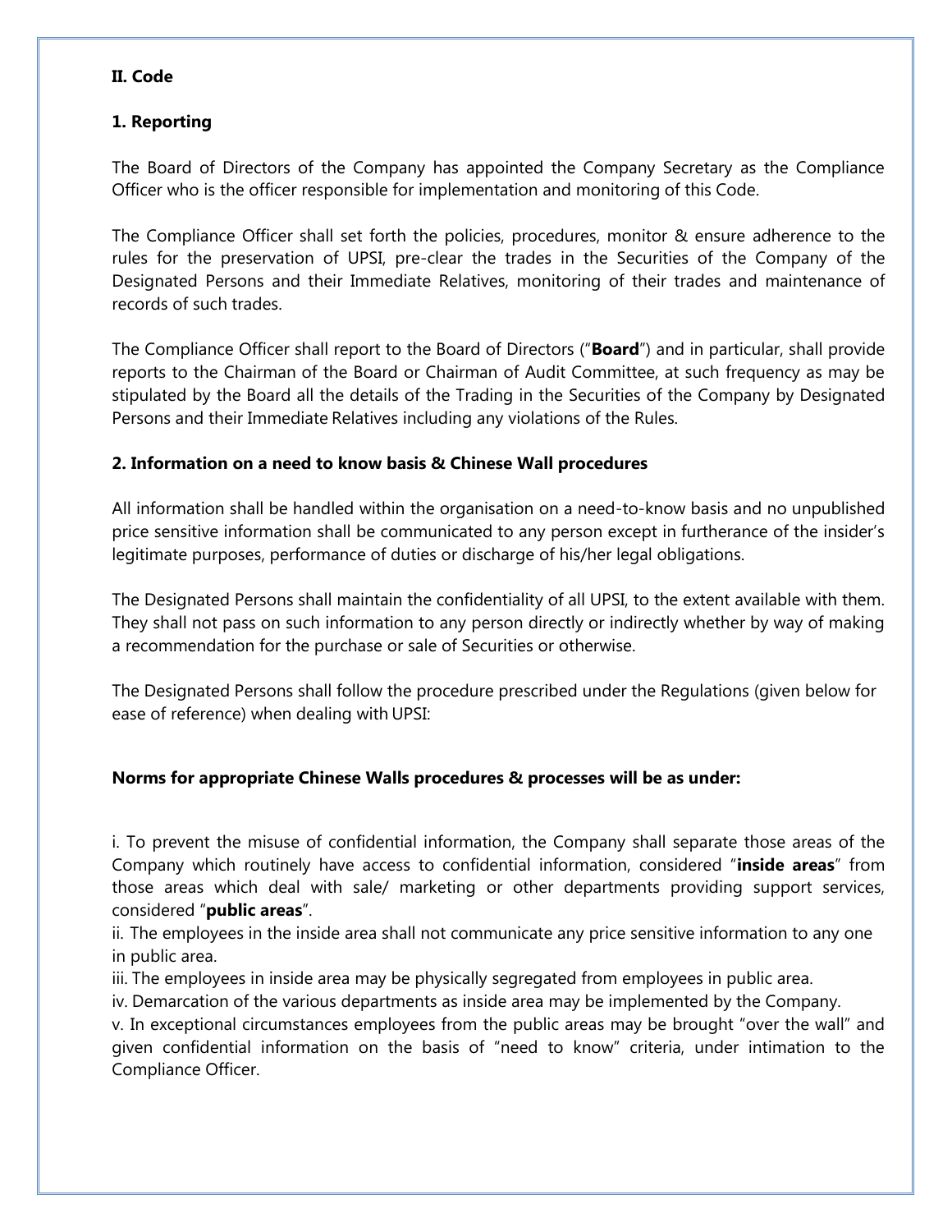## II. Code

### 1. Reporting

The Board of Directors of the Company has appointed the Company Secretary as the Compliance Officer who is the officer responsible for implementation and monitoring of this Code.

The Compliance Officer shall set forth the policies, procedures, monitor & ensure adherence to the rules for the preservation of UPSI, pre-clear the trades in the Securities of the Company of the Designated Persons and their Immediate Relatives, monitoring of their trades and maintenance of records of such trades.

The Compliance Officer shall report to the Board of Directors ("**Board**") and in particular, shall provide reports to the Chairman of the Board or Chairman of Audit Committee, at such frequency as may be stipulated by the Board all the details of the Trading in the Securities of the Company by Designated Persons and their Immediate Relatives including any violations of the Rules.

### 2. Information on a need to know basis & Chinese Wall procedures

All information shall be handled within the organisation on a need-to-know basis and no unpublished price sensitive information shall be communicated to any person except in furtherance of the insider's legitimate purposes, performance of duties or discharge of his/her legal obligations.

The Designated Persons shall maintain the confidentiality of all UPSI, to the extent available with them. They shall not pass on such information to any person directly or indirectly whether by way of making a recommendation for the purchase or sale of Securities or otherwise.

The Designated Persons shall follow the procedure prescribed under the Regulations (given below for ease of reference) when dealing with UPSI:

**Norms for appropriate Chinese Walls procedures & processes will be as under:**

i. To prevent the misuse of confidential information, the Company shall separate those areas of the Company which routinely have access to confidential information, considered "**inside areas**" from those areas which deal with sale/ marketing or other departments providing support services, considered "**public areas**".
ii. The employees in the inside area shall not communicate any price sensitive information to any one in public area.
iii. The employees in inside area may be physically segregated from employees in public area.
iv. Demarcation of the various departments as inside area may be implemented by the Company.
v. In exceptional circumstances employees from the public areas may be brought "over the wall" and given confidential information on the basis of "need to know" criteria, under intimation to the Compliance Officer.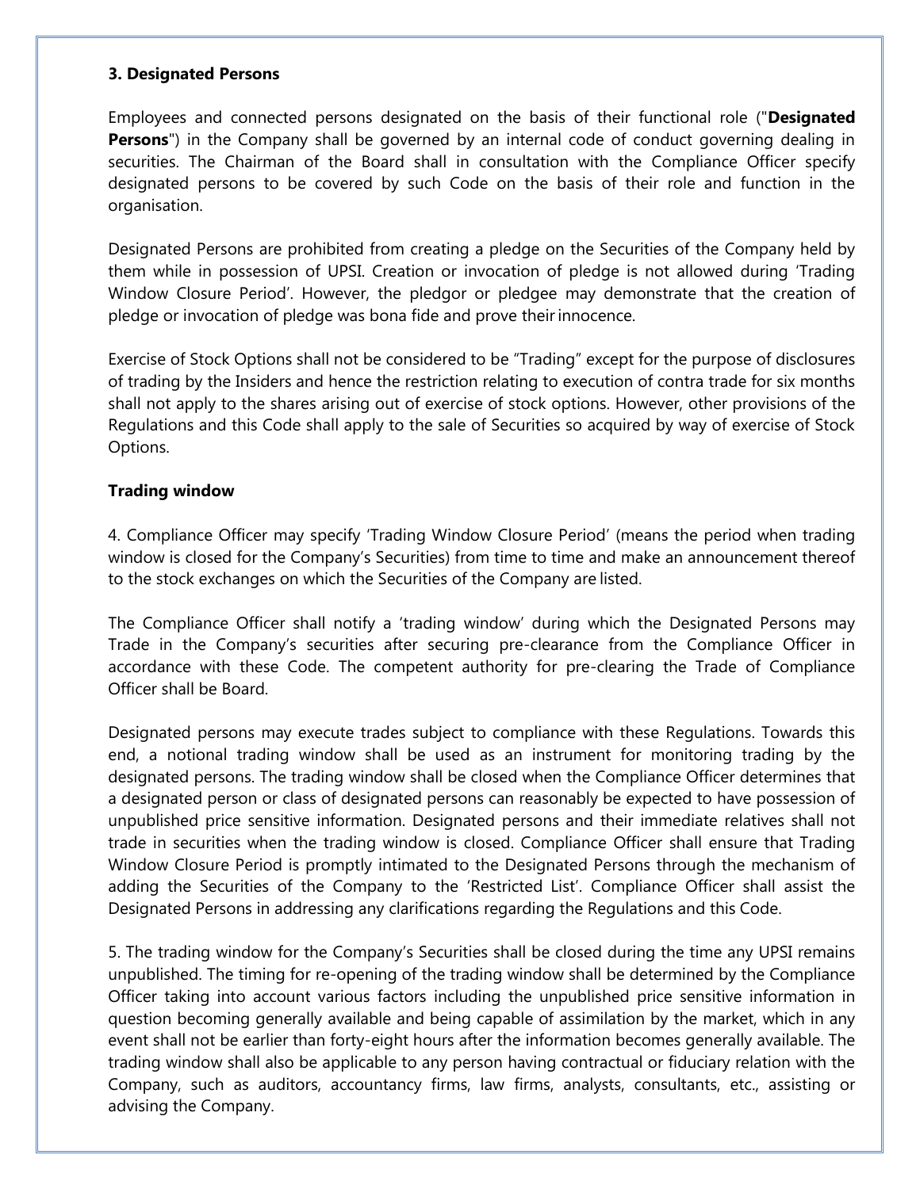**3. Designated Persons**

Employees and connected persons designated on the basis of their functional role ("**Designated Persons**") in the Company shall be governed by an internal code of conduct governing dealing in securities. The Chairman of the Board shall in consultation with the Compliance Officer specify designated persons to be covered by such Code on the basis of their role and function in the organisation.

Designated Persons are prohibited from creating a pledge on the Securities of the Company held by them while in possession of UPSI. Creation or invocation of pledge is not allowed during 'Trading Window Closure Period'. However, the pledgor or pledgee may demonstrate that the creation of pledge or invocation of pledge was bona fide and prove their innocence.

Exercise of Stock Options shall not be considered to be "Trading" except for the purpose of disclosures of trading by the Insiders and hence the restriction relating to execution of contra trade for six months shall not apply to the shares arising out of exercise of stock options. However, other provisions of the Regulations and this Code shall apply to the sale of Securities so acquired by way of exercise of Stock Options.

**Trading window**

4. Compliance Officer may specify 'Trading Window Closure Period' (means the period when trading window is closed for the Company's Securities) from time to time and make an announcement thereof to the stock exchanges on which the Securities of the Company are listed.

The Compliance Officer shall notify a 'trading window' during which the Designated Persons may Trade in the Company's securities after securing pre-clearance from the Compliance Officer in accordance with these Code. The competent authority for pre-clearing the Trade of Compliance Officer shall be Board.

Designated persons may execute trades subject to compliance with these Regulations. Towards this end, a notional trading window shall be used as an instrument for monitoring trading by the designated persons. The trading window shall be closed when the Compliance Officer determines that a designated person or class of designated persons can reasonably be expected to have possession of unpublished price sensitive information. Designated persons and their immediate relatives shall not trade in securities when the trading window is closed. Compliance Officer shall ensure that Trading Window Closure Period is promptly intimated to the Designated Persons through the mechanism of adding the Securities of the Company to the 'Restricted List'. Compliance Officer shall assist the Designated Persons in addressing any clarifications regarding the Regulations and this Code.

5. The trading window for the Company's Securities shall be closed during the time any UPSI remains unpublished. The timing for re-opening of the trading window shall be determined by the Compliance Officer taking into account various factors including the unpublished price sensitive information in question becoming generally available and being capable of assimilation by the market, which in any event shall not be earlier than forty-eight hours after the information becomes generally available. The trading window shall also be applicable to any person having contractual or fiduciary relation with the Company, such as auditors, accountancy firms, law firms, analysts, consultants, etc., assisting or advising the Company.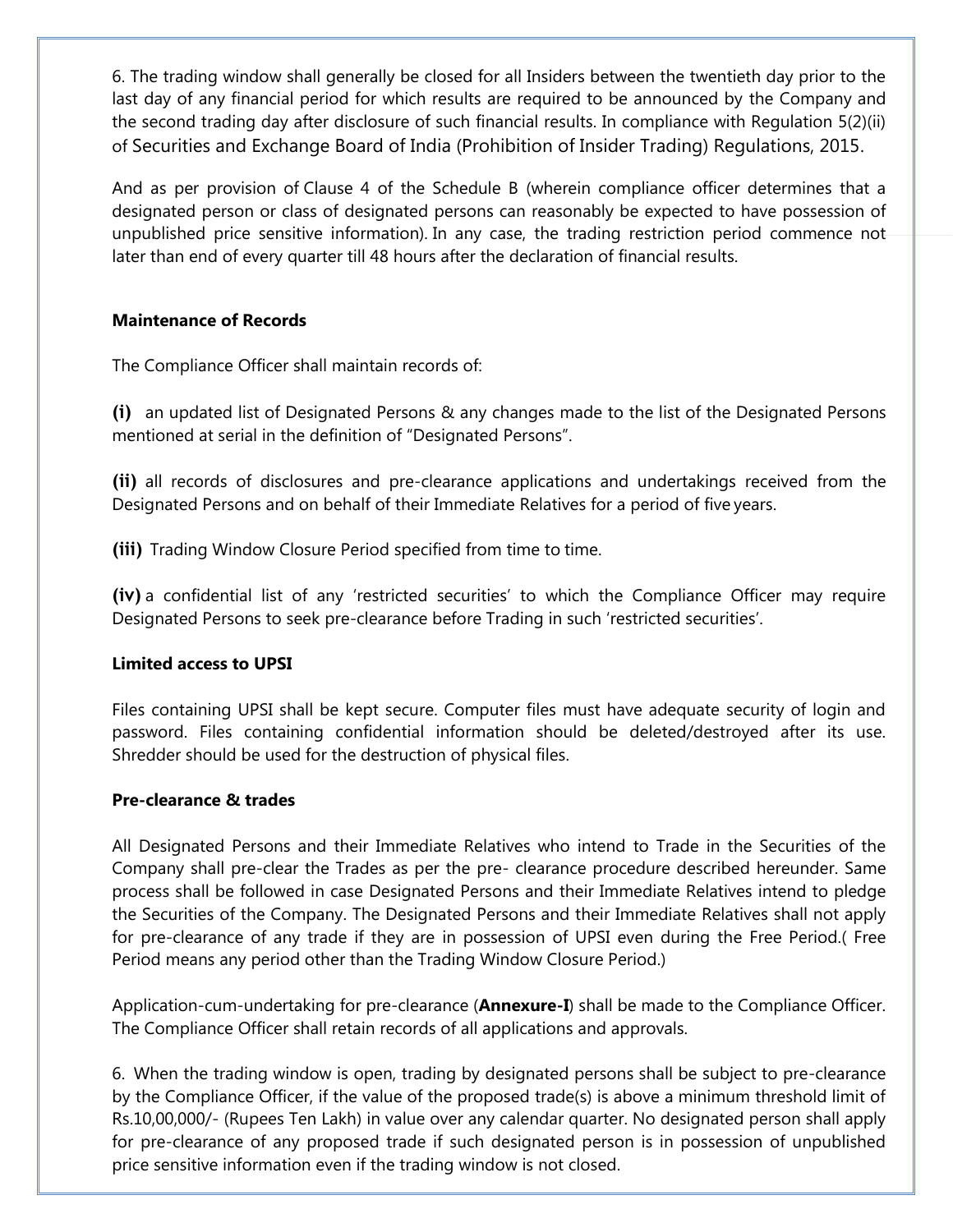6. The trading window shall generally be closed for all Insiders between the twentieth day prior to the last day of any financial period for which results are required to be announced by the Company and the second trading day after disclosure of such financial results. In compliance with Regulation 5(2)(ii) of Securities and Exchange Board of India (Prohibition of Insider Trading) Regulations, 2015.

And as per provision of Clause 4 of the Schedule B (wherein compliance officer determines that a designated person or class of designated persons can reasonably be expected to have possession of unpublished price sensitive information). In any case, the trading restriction period commence not later than end of every quarter till 48 hours after the declaration of financial results.

**Maintenance of Records**

The Compliance Officer shall maintain records of:

**(i)** an updated list of Designated Persons & any changes made to the list of the Designated Persons mentioned at serial in the definition of "Designated Persons".

**(ii)** all records of disclosures and pre-clearance applications and undertakings received from the Designated Persons and on behalf of their Immediate Relatives for a period of five years.

**(iii)** Trading Window Closure Period specified from time to time.

**(iv)** a confidential list of any 'restricted securities' to which the Compliance Officer may require Designated Persons to seek pre-clearance before Trading in such 'restricted securities'.

**Limited access to UPSI**

Files containing UPSI shall be kept secure. Computer files must have adequate security of login and password. Files containing confidential information should be deleted/destroyed after its use. Shredder should be used for the destruction of physical files.

**Pre-clearance & trades**

All Designated Persons and their Immediate Relatives who intend to Trade in the Securities of the Company shall pre-clear the Trades as per the pre- clearance procedure described hereunder. Same process shall be followed in case Designated Persons and their Immediate Relatives intend to pledge the Securities of the Company. The Designated Persons and their Immediate Relatives shall not apply for pre-clearance of any trade if they are in possession of UPSI even during the Free Period.( Free Period means any period other than the Trading Window Closure Period.)

Application-cum-undertaking for pre-clearance (**Annexure-I**) shall be made to the Compliance Officer. The Compliance Officer shall retain records of all applications and approvals.

6. When the trading window is open, trading by designated persons shall be subject to pre-clearance by the Compliance Officer, if the value of the proposed trade(s) is above a minimum threshold limit of Rs.10,00,000/- (Rupees Ten Lakh) in value over any calendar quarter. No designated person shall apply for pre-clearance of any proposed trade if such designated person is in possession of unpublished price sensitive information even if the trading window is not closed.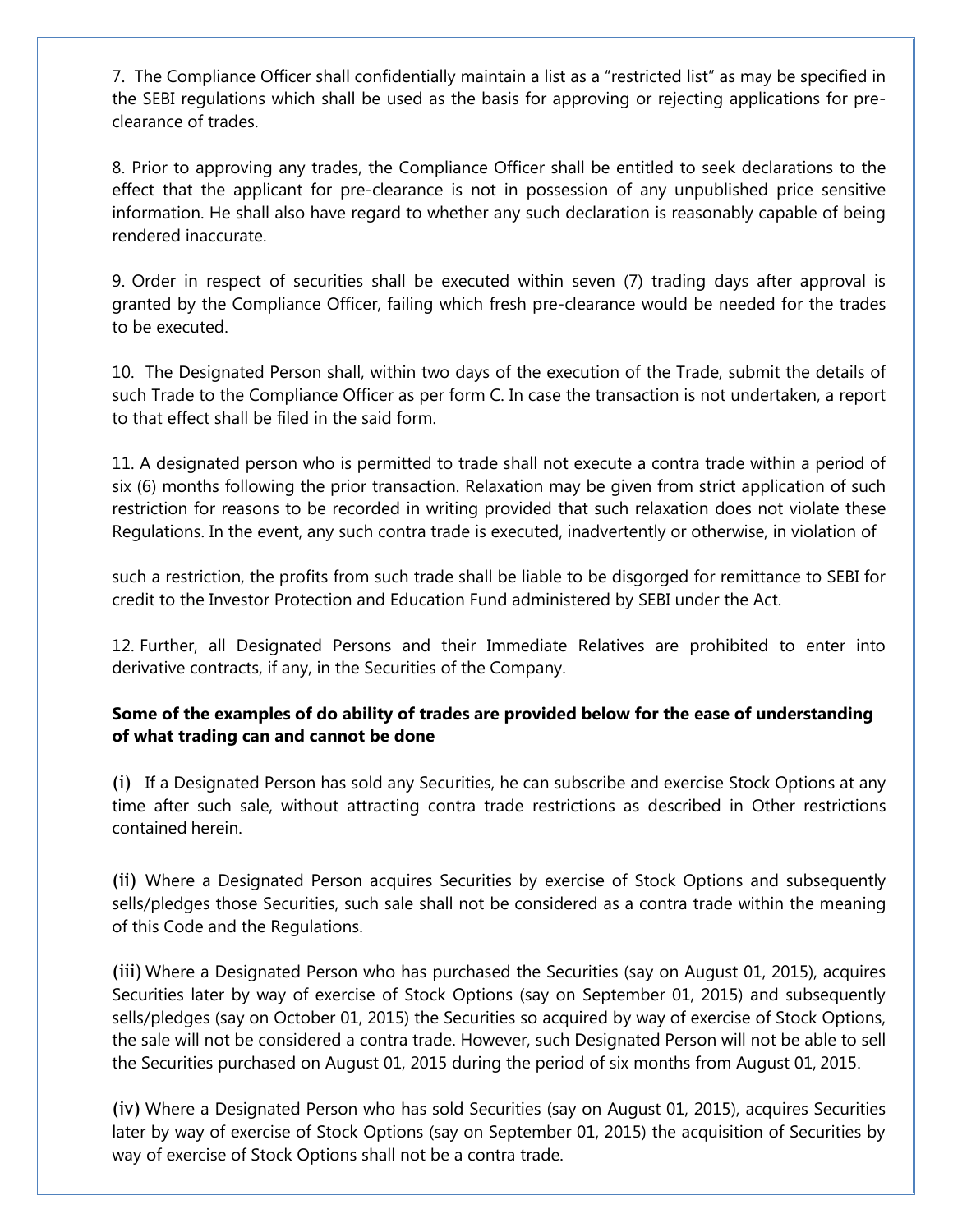7. The Compliance Officer shall confidentially maintain a list as a "restricted list" as may be specified in the SEBI regulations which shall be used as the basis for approving or rejecting applications for pre-clearance of trades.

8. Prior to approving any trades, the Compliance Officer shall be entitled to seek declarations to the effect that the applicant for pre-clearance is not in possession of any unpublished price sensitive information. He shall also have regard to whether any such declaration is reasonably capable of being rendered inaccurate.

9. Order in respect of securities shall be executed within seven (7) trading days after approval is granted by the Compliance Officer, failing which fresh pre-clearance would be needed for the trades to be executed.

10. The Designated Person shall, within two days of the execution of the Trade, submit the details of such Trade to the Compliance Officer as per form C. In case the transaction is not undertaken, a report to that effect shall be filed in the said form.

11. A designated person who is permitted to trade shall not execute a contra trade within a period of six (6) months following the prior transaction. Relaxation may be given from strict application of such restriction for reasons to be recorded in writing provided that such relaxation does not violate these Regulations. In the event, any such contra trade is executed, inadvertently or otherwise, in violation of such a restriction, the profits from such trade shall be liable to be disgorged for remittance to SEBI for credit to the Investor Protection and Education Fund administered by SEBI under the Act.

12. Further, all Designated Persons and their Immediate Relatives are prohibited to enter into derivative contracts, if any, in the Securities of the Company.

**Some of the examples of do ability of trades are provided below for the ease of understanding of what trading can and cannot be done**

**(i)** If a Designated Person has sold any Securities, he can subscribe and exercise Stock Options at any time after such sale, without attracting contra trade restrictions as described in Other restrictions contained herein.

**(ii)** Where a Designated Person acquires Securities by exercise of Stock Options and subsequently sells/pledges those Securities, such sale shall not be considered as a contra trade within the meaning of this Code and the Regulations.

**(iii)** Where a Designated Person who has purchased the Securities (say on August 01, 2015), acquires Securities later by way of exercise of Stock Options (say on September 01, 2015) and subsequently sells/pledges (say on October 01, 2015) the Securities so acquired by way of exercise of Stock Options, the sale will not be considered a contra trade. However, such Designated Person will not be able to sell the Securities purchased on August 01, 2015 during the period of six months from August 01, 2015.

**(iv)** Where a Designated Person who has sold Securities (say on August 01, 2015), acquires Securities later by way of exercise of Stock Options (say on September 01, 2015) the acquisition of Securities by way of exercise of Stock Options shall not be a contra trade.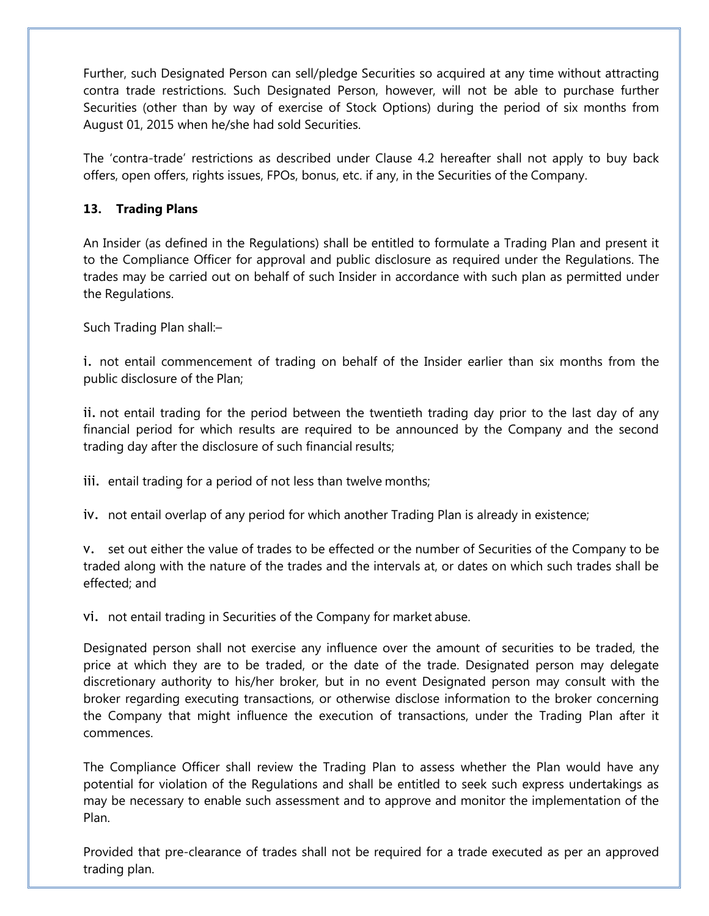Further, such Designated Person can sell/pledge Securities so acquired at any time without attracting contra trade restrictions. Such Designated Person, however, will not be able to purchase further Securities (other than by way of exercise of Stock Options) during the period of six months from August 01, 2015 when he/she had sold Securities.

The 'contra-trade' restrictions as described under Clause 4.2 hereafter shall not apply to buy back offers, open offers, rights issues, FPOs, bonus, etc. if any, in the Securities of the Company.

## 13. Trading Plans

An Insider (as defined in the Regulations) shall be entitled to formulate a Trading Plan and present it to the Compliance Officer for approval and public disclosure as required under the Regulations. The trades may be carried out on behalf of such Insider in accordance with such plan as permitted under the Regulations.

Such Trading Plan shall:–

i. not entail commencement of trading on behalf of the Insider earlier than six months from the public disclosure of the Plan;

ii. not entail trading for the period between the twentieth trading day prior to the last day of any financial period for which results are required to be announced by the Company and the second trading day after the disclosure of such financial results;

iii. entail trading for a period of not less than twelve months;

iv. not entail overlap of any period for which another Trading Plan is already in existence;

v. set out either the value of trades to be effected or the number of Securities of the Company to be traded along with the nature of the trades and the intervals at, or dates on which such trades shall be effected; and

vi. not entail trading in Securities of the Company for market abuse.

Designated person shall not exercise any influence over the amount of securities to be traded, the price at which they are to be traded, or the date of the trade. Designated person may delegate discretionary authority to his/her broker, but in no event Designated person may consult with the broker regarding executing transactions, or otherwise disclose information to the broker concerning the Company that might influence the execution of transactions, under the Trading Plan after it commences.

The Compliance Officer shall review the Trading Plan to assess whether the Plan would have any potential for violation of the Regulations and shall be entitled to seek such express undertakings as may be necessary to enable such assessment and to approve and monitor the implementation of the Plan.

Provided that pre-clearance of trades shall not be required for a trade executed as per an approved trading plan.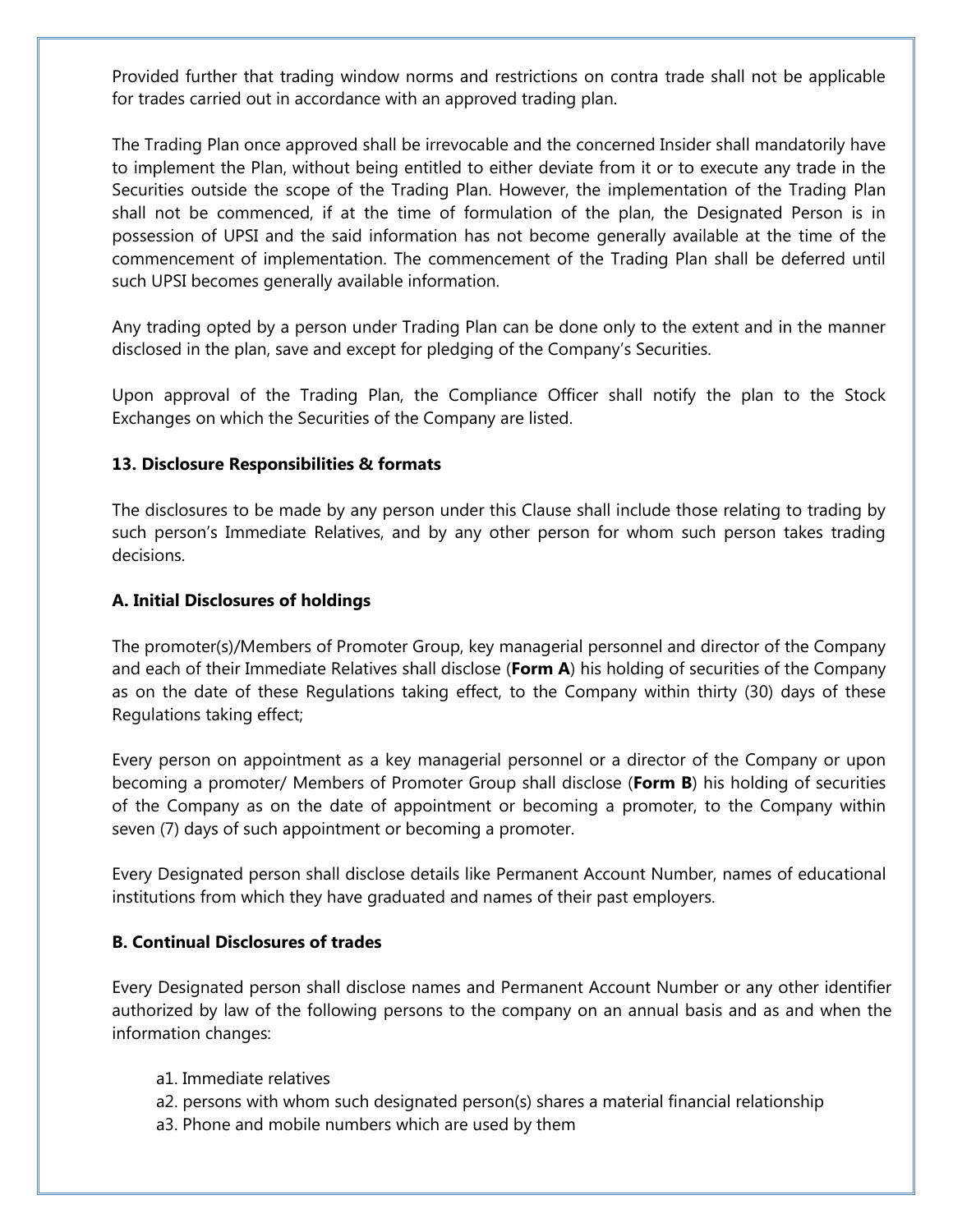Provided further that trading window norms and restrictions on contra trade shall not be applicable for trades carried out in accordance with an approved trading plan.

The Trading Plan once approved shall be irrevocable and the concerned Insider shall mandatorily have to implement the Plan, without being entitled to either deviate from it or to execute any trade in the Securities outside the scope of the Trading Plan. However, the implementation of the Trading Plan shall not be commenced, if at the time of formulation of the plan, the Designated Person is in possession of UPSI and the said information has not become generally available at the time of the commencement of implementation. The commencement of the Trading Plan shall be deferred until such UPSI becomes generally available information.

Any trading opted by a person under Trading Plan can be done only to the extent and in the manner disclosed in the plan, save and except for pledging of the Company's Securities.

Upon approval of the Trading Plan, the Compliance Officer shall notify the plan to the Stock Exchanges on which the Securities of the Company are listed.

### 13. Disclosure Responsibilities & formats

The disclosures to be made by any person under this Clause shall include those relating to trading by such person's Immediate Relatives, and by any other person for whom such person takes trading decisions.

#### A. Initial Disclosures of holdings

The promoter(s)/Members of Promoter Group, key managerial personnel and director of the Company and each of their Immediate Relatives shall disclose (**Form A**) his holding of securities of the Company as on the date of these Regulations taking effect, to the Company within thirty (30) days of these Regulations taking effect;

Every person on appointment as a key managerial personnel or a director of the Company or upon becoming a promoter/ Members of Promoter Group shall disclose (**Form B**) his holding of securities of the Company as on the date of appointment or becoming a promoter, to the Company within seven (7) days of such appointment or becoming a promoter.

Every Designated person shall disclose details like Permanent Account Number, names of educational institutions from which they have graduated and names of their past employers.

#### B. Continual Disclosures of trades

Every Designated person shall disclose names and Permanent Account Number or any other identifier authorized by law of the following persons to the company on an annual basis and as and when the information changes:

a1. Immediate relatives
a2. persons with whom such designated person(s) shares a material financial relationship
a3. Phone and mobile numbers which are used by them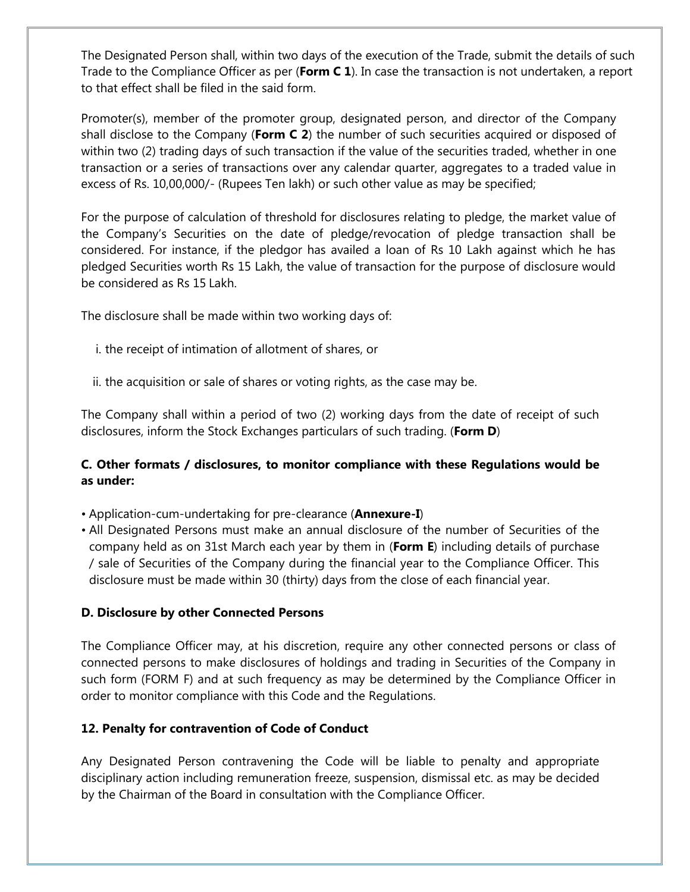The Designated Person shall, within two days of the execution of the Trade, submit the details of such Trade to the Compliance Officer as per (**Form C 1**). In case the transaction is not undertaken, a report to that effect shall be filed in the said form.

Promoter(s), member of the promoter group, designated person, and director of the Company shall disclose to the Company (**Form C 2**) the number of such securities acquired or disposed of within two (2) trading days of such transaction if the value of the securities traded, whether in one transaction or a series of transactions over any calendar quarter, aggregates to a traded value in excess of Rs. 10,00,000/- (Rupees Ten lakh) or such other value as may be specified;

For the purpose of calculation of threshold for disclosures relating to pledge, the market value of the Company's Securities on the date of pledge/revocation of pledge transaction shall be considered. For instance, if the pledgor has availed a loan of Rs 10 Lakh against which he has pledged Securities worth Rs 15 Lakh, the value of transaction for the purpose of disclosure would be considered as Rs 15 Lakh.

The disclosure shall be made within two working days of:

i. the receipt of intimation of allotment of shares, or

ii. the acquisition or sale of shares or voting rights, as the case may be.

The Company shall within a period of two (2) working days from the date of receipt of such disclosures, inform the Stock Exchanges particulars of such trading. (**Form D**)

### C. Other formats / disclosures, to monitor compliance with these Regulations would be as under:

- Application-cum-undertaking for pre-clearance (**Annexure-I**)
- All Designated Persons must make an annual disclosure of the number of Securities of the company held as on 31st March each year by them in (**Form E**) including details of purchase / sale of Securities of the Company during the financial year to the Compliance Officer. This disclosure must be made within 30 (thirty) days from the close of each financial year.

### D. Disclosure by other Connected Persons

The Compliance Officer may, at his discretion, require any other connected persons or class of connected persons to make disclosures of holdings and trading in Securities of the Company in such form (FORM F) and at such frequency as may be determined by the Compliance Officer in order to monitor compliance with this Code and the Regulations.

## 12. Penalty for contravention of Code of Conduct

Any Designated Person contravening the Code will be liable to penalty and appropriate disciplinary action including remuneration freeze, suspension, dismissal etc. as may be decided by the Chairman of the Board in consultation with the Compliance Officer.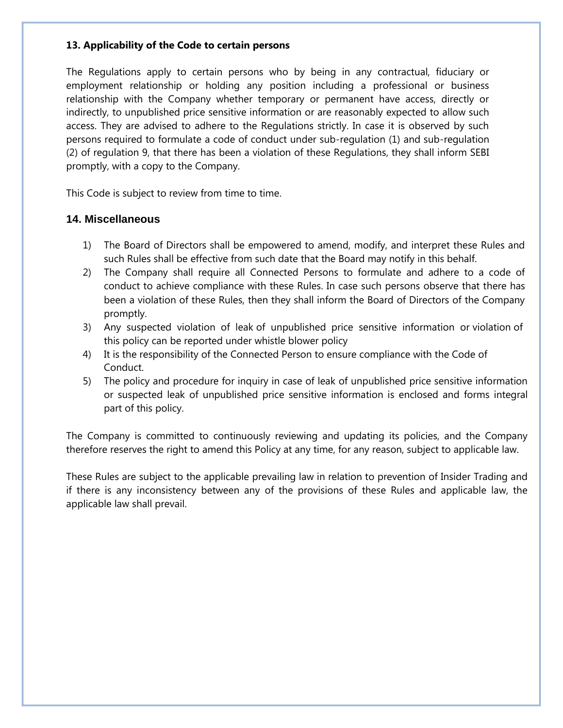### 13. Applicability of the Code to certain persons

The Regulations apply to certain persons who by being in any contractual, fiduciary or employment relationship or holding any position including a professional or business relationship with the Company whether temporary or permanent have access, directly or indirectly, to unpublished price sensitive information or are reasonably expected to allow such access. They are advised to adhere to the Regulations strictly. In case it is observed by such persons required to formulate a code of conduct under sub-regulation (1) and sub-regulation (2) of regulation 9, that there has been a violation of these Regulations, they shall inform SEBI promptly, with a copy to the Company.

This Code is subject to review from time to time.

### 14. Miscellaneous

1) The Board of Directors shall be empowered to amend, modify, and interpret these Rules and such Rules shall be effective from such date that the Board may notify in this behalf.
2) The Company shall require all Connected Persons to formulate and adhere to a code of conduct to achieve compliance with these Rules. In case such persons observe that there has been a violation of these Rules, then they shall inform the Board of Directors of the Company promptly.
3) Any suspected violation of leak of unpublished price sensitive information or violation of this policy can be reported under whistle blower policy
4) It is the responsibility of the Connected Person to ensure compliance with the Code of Conduct.
5) The policy and procedure for inquiry in case of leak of unpublished price sensitive information or suspected leak of unpublished price sensitive information is enclosed and forms integral part of this policy.

The Company is committed to continuously reviewing and updating its policies, and the Company therefore reserves the right to amend this Policy at any time, for any reason, subject to applicable law.

These Rules are subject to the applicable prevailing law in relation to prevention of Insider Trading and if there is any inconsistency between any of the provisions of these Rules and applicable law, the applicable law shall prevail.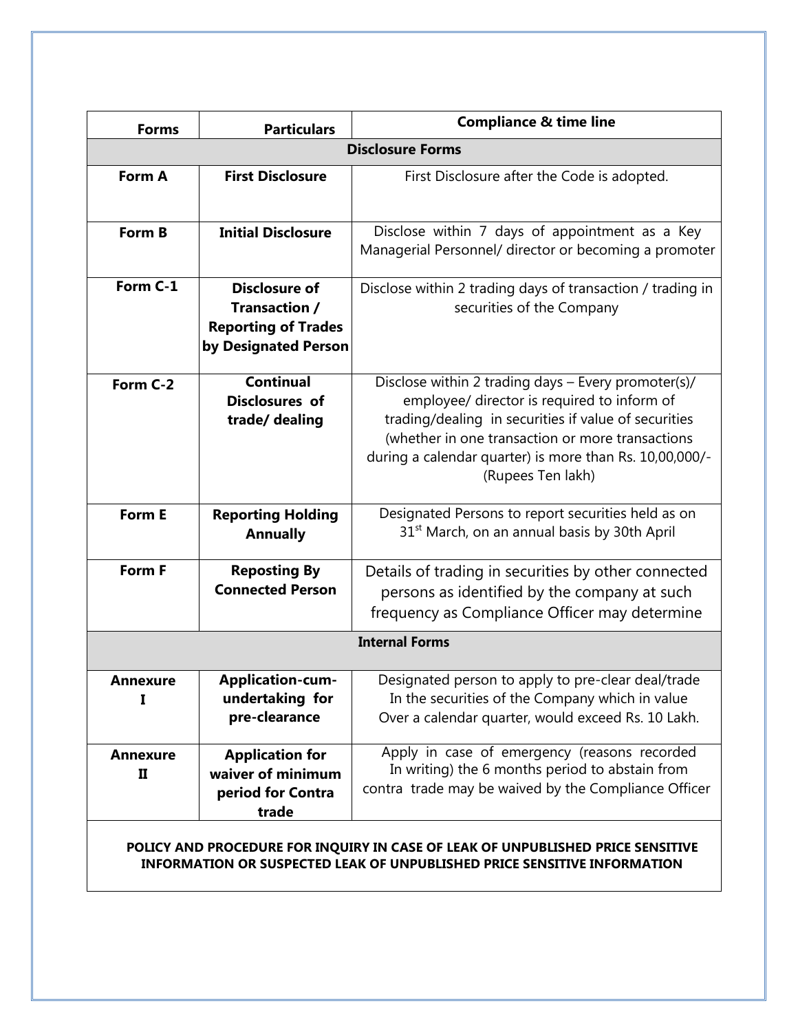| Forms | Particulars | Compliance & time line |
|---|---|---|
| **Disclosure Forms** | | |
| **Form A** | **First Disclosure** | First Disclosure after the Code is adopted. |
| **Form B** | **Initial Disclosure** | Disclose within 7 days of appointment as a Key Managerial Personnel/ director or becoming a promoter |
| **Form C-1** | **Disclosure of Transaction / Reporting of Trades by Designated Person** | Disclose within 2 trading days of transaction / trading in securities of the Company |
| **Form C-2** | **Continual Disclosures of trade/ dealing** | Disclose within 2 trading days – Every promoter(s)/ employee/ director is required to inform of trading/dealing in securities if value of securities (whether in one transaction or more transactions during a calendar quarter) is more than Rs. 10,00,000/- (Rupees Ten lakh) |
| **Form E** | **Reporting Holding Annually** | Designated Persons to report securities held as on 31st March, on an annual basis by 30th April |
| **Form F** | **Reposting By Connected Person** | Details of trading in securities by other connected persons as identified by the company at such frequency as Compliance Officer may determine |
| **Internal Forms** | | |
| **Annexure I** | **Application-cum-undertaking for pre-clearance** | Designated person to apply to pre-clear deal/trade In the securities of the Company which in value Over a calendar quarter, would exceed Rs. 10 Lakh. |
| **Annexure II** | **Application for waiver of minimum period for Contra trade** | Apply in case of emergency (reasons recorded In writing) the 6 months period to abstain from contra trade may be waived by the Compliance Officer |

**POLICY AND PROCEDURE FOR INQUIRY IN CASE OF LEAK OF UNPUBLISHED PRICE SENSITIVE INFORMATION OR SUSPECTED LEAK OF UNPUBLISHED PRICE SENSITIVE INFORMATION**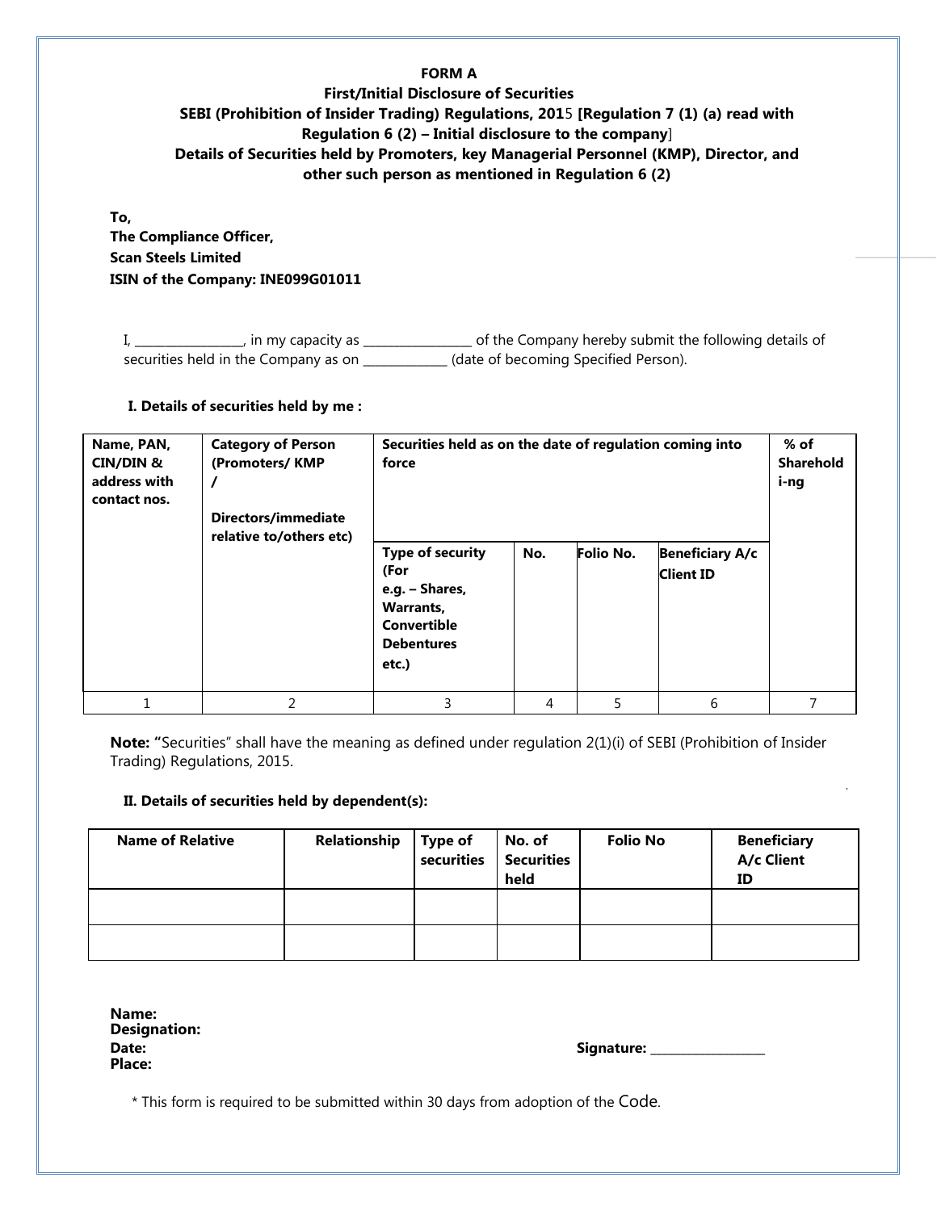**FORM A**

**First/Initial Disclosure of Securities**

**SEBI (Prohibition of Insider Trading) Regulations, 2015 [Regulation 7 (1) (a) read with Regulation 6 (2) – Initial disclosure to the company]**

**Details of Securities held by Promoters, key Managerial Personnel (KMP), Director, and other such person as mentioned in Regulation 6 (2)**

**To,**
**The Compliance Officer,**
**Scan Steels Limited**
**ISIN of the Company: INE099G01011**

I, _________________, in my capacity as _________________ of the Company hereby submit the following details of securities held in the Company as on ______________ (date of becoming Specified Person).

**I. Details of securities held by me :**

| Name, PAN, CIN/DIN & address with contact nos. | Category of Person (Promoters/ KMP / Directors/immediate relative to/others etc) | Securities held as on the date of regulation coming into force | | | | % of Sharehold i-ng |
|---|---|---|---|---|---|---|
| | | Type of security (For e.g. – Shares, Warrants, Convertible Debentures etc.) | No. | Folio No. | Beneficiary A/c Client ID | |
| 1 | 2 | 3 | 4 | 5 | 6 | 7 |

**Note:** "Securities" shall have the meaning as defined under regulation 2(1)(i) of SEBI (Prohibition of Insider Trading) Regulations, 2015.

**II. Details of securities held by dependent(s):**

| Name of Relative | Relationship | Type of securities | No. of Securities held | Folio No | Beneficiary A/c Client ID |
|---|---|---|---|---|---|
| | | | | | |
| | | | | | |

**Name:**
**Designation:**
**Date:**
**Place:**

**Signature:** _________________

* This form is required to be submitted within 30 days from adoption of the Code.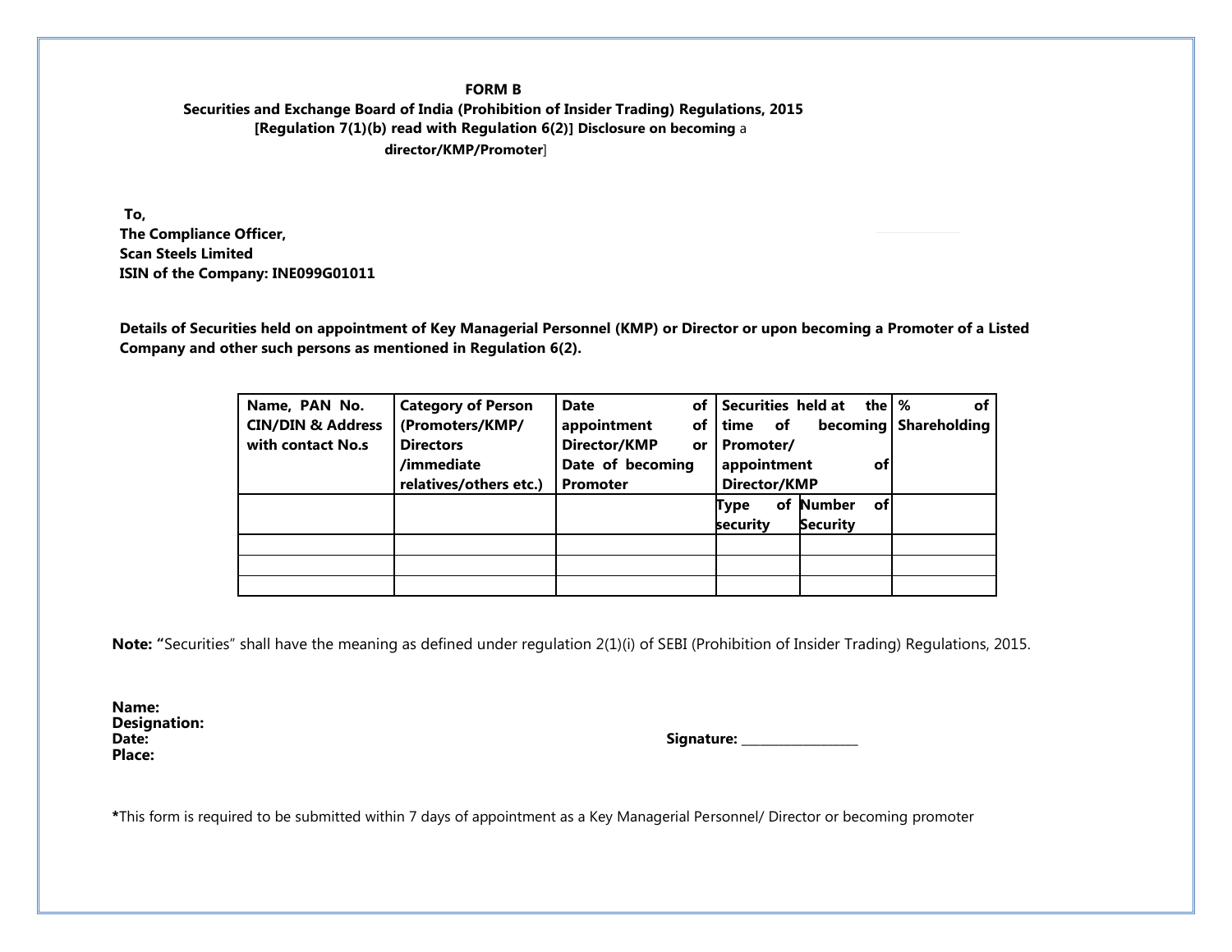**FORM B**

**Securities and Exchange Board of India (Prohibition of Insider Trading) Regulations, 2015**

**[Regulation 7(1)(b) read with Regulation 6(2)] Disclosure on becoming** a **director/KMP/Promoter**]

**To,**
**The Compliance Officer,**
**Scan Steels Limited**
**ISIN of the Company: INE099G01011**

**Details of Securities held on appointment of Key Managerial Personnel (KMP) or Director or upon becoming a Promoter of a Listed Company and other such persons as mentioned in Regulation 6(2).**

| Name, PAN No. CIN/DIN & Address with contact No.s | Category of Person (Promoters/KMP/ Directors /immediate relatives/others etc.) | Date of appointment of Director/KMP or Date of becoming Promoter | Securities held at the time of becoming Promoter/ appointment of Director/KMP | | % of Shareholding |
|---|---|---|---|---|---|
| | | | Type of security | Number of Security | |
| | | | | | |
| | | | | | |
| | | | | | |

**Note:** "Securities" shall have the meaning as defined under regulation 2(1)(i) of SEBI (Prohibition of Insider Trading) Regulations, 2015.

**Name:**
**Designation:**
**Date:**
**Place:**

**Signature:** ________________

***This form is required to be submitted within 7 days of appointment as a Key Managerial Personnel/ Director or becoming promoter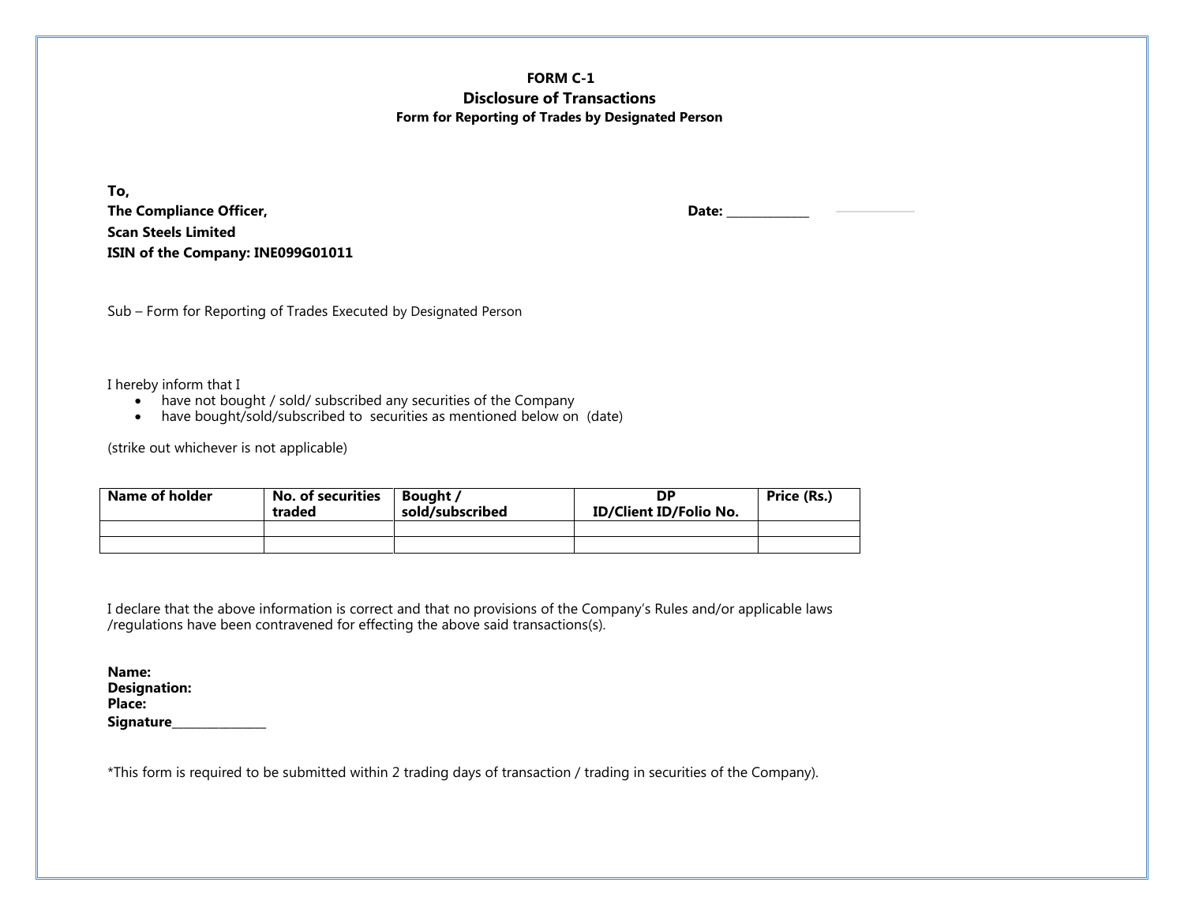**FORM C-1**

**Disclosure of Transactions**

**Form for Reporting of Trades by Designated Person**

**To,**
**The Compliance Officer,**
**Scan Steels Limited**
**ISIN of the Company: INE099G01011**

**Date: ____________**

Sub – Form for Reporting of Trades Executed by Designated Person

I hereby inform that I

- have not bought / sold/ subscribed any securities of the Company
- have bought/sold/subscribed to securities as mentioned below on (date)

(strike out whichever is not applicable)

| Name of holder | No. of securities traded | Bought / sold/subscribed | DP ID/Client ID/Folio No. | Price (Rs.) |
|---|---|---|---|---|
| | | | | |
| | | | | |

I declare that the above information is correct and that no provisions of the Company's Rules and/or applicable laws /regulations have been contravened for effecting the above said transactions(s).

**Name:**
**Designation:**
**Place:**
**Signature**______________

*This form is required to be submitted within 2 trading days of transaction / trading in securities of the Company).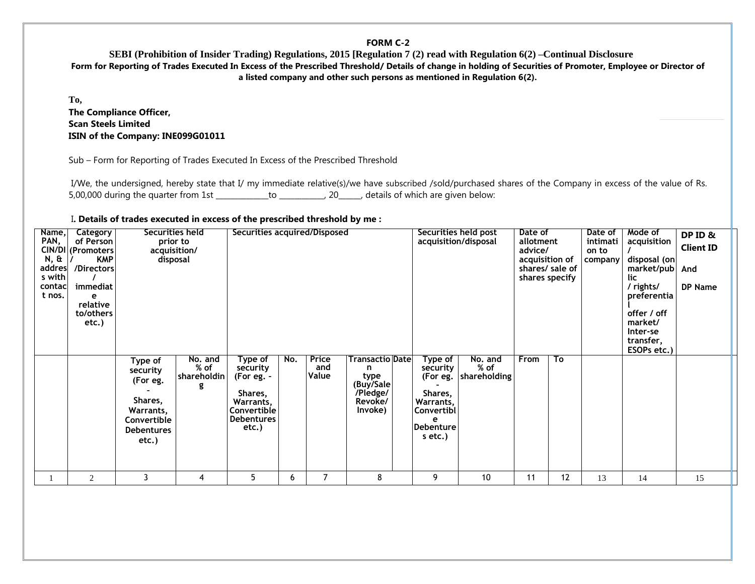**FORM C-2**

**SEBI (Prohibition of Insider Trading) Regulations, 2015 [Regulation 7 (2) read with Regulation 6(2) –Continual Disclosure**

**Form for Reporting of Trades Executed In Excess of the Prescribed Threshold/ Details of change in holding of Securities of Promoter, Employee or Director of a listed company and other such persons as mentioned in Regulation 6(2).**

**To,**
**The Compliance Officer,**
**Scan Steels Limited**
**ISIN of the Company: INE099G01011**

Sub – Form for Reporting of Trades Executed In Excess of the Prescribed Threshold

I/We, the undersigned, hereby state that I/ my immediate relative(s)/we have subscribed /sold/purchased shares of the Company in excess of the value of Rs. 5,00,000 during the quarter from 1st ____________to __________, 20_____, details of which are given below:

I. **Details of trades executed in excess of the prescribed threshold by me :**

| Name, PAN, CIN/DIN, & address with contact nos. | Category of Person (Promoters / KMP /Directors / immediate relative to/others etc.) | Securities held prior to acquisition/ disposal | | Securities acquired/Disposed | | | | | Securities held post acquisition/disposal | | Date of allotment advice/ acquisition of shares/ sale of shares specify | | Date of intimation to company | Mode of acquisition / disposal (on market/public / rights/ preferential offer / off market/ Inter-se transfer, ESOPs etc.) | DP ID & Client ID And DP Name |
|---|---|---|---|---|---|---|---|---|---|---|---|---|---|---|---|
| | | Type of security (For eg. - Shares, Warrants, Convertible Debentures etc.) | No. and % of shareholding | Type of security (For eg. - Shares, Warrants, Convertible Debentures etc.) | No. | Price and Value | Transaction type (Buy/Sale /Pledge/ Revoke/ Invoke) | Date | Type of security (For eg. - Shares, Warrants, Convertible Debentures etc.) | No. and % of shareholding | From | To | | | |
| 1 | 2 | 3 | 4 | 5 | 6 | 7 | 8 | | 9 | 10 | 11 | 12 | 13 | 14 | 15 |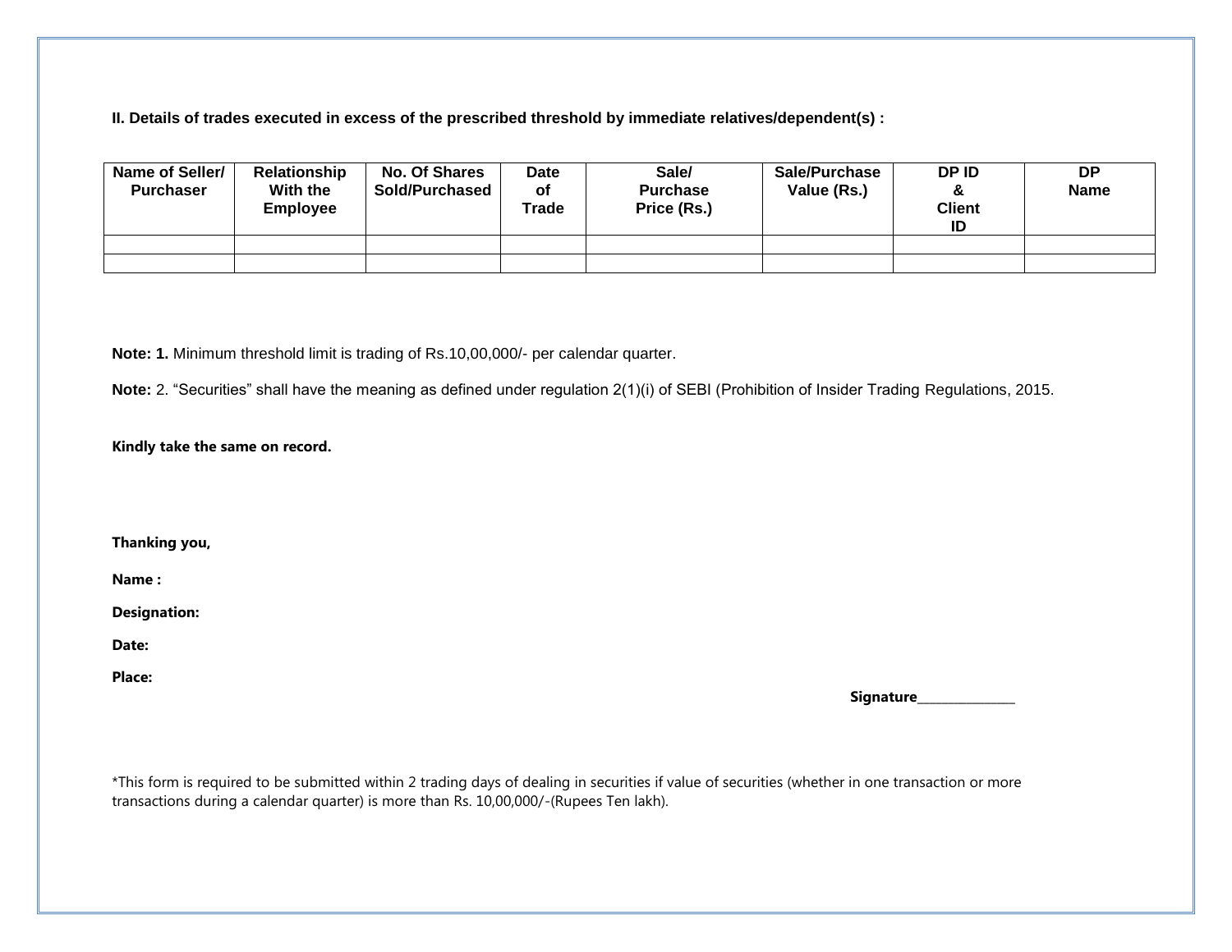**II. Details of trades executed in excess of the prescribed threshold by immediate relatives/dependent(s) :**

| Name of Seller/ Purchaser | Relationship With the Employee | No. Of Shares Sold/Purchased | Date of Trade | Sale/ Purchase Price (Rs.) | Sale/Purchase Value (Rs.) | DP ID & Client ID | DP Name |
|---|---|---|---|---|---|---|---|
| | | | | | | | |
| | | | | | | | |

**Note: 1.** Minimum threshold limit is trading of Rs.10,00,000/- per calendar quarter.

**Note:** 2. "Securities" shall have the meaning as defined under regulation 2(1)(i) of SEBI (Prohibition of Insider Trading Regulations, 2015.

**Kindly take the same on record.**

**Thanking you,**

**Name :**

**Designation:**

**Date:**

**Place:**

**Signature**_______________

*This form is required to be submitted within 2 trading days of dealing in securities if value of securities (whether in one transaction or more transactions during a calendar quarter) is more than Rs. 10,00,000/-(Rupees Ten lakh).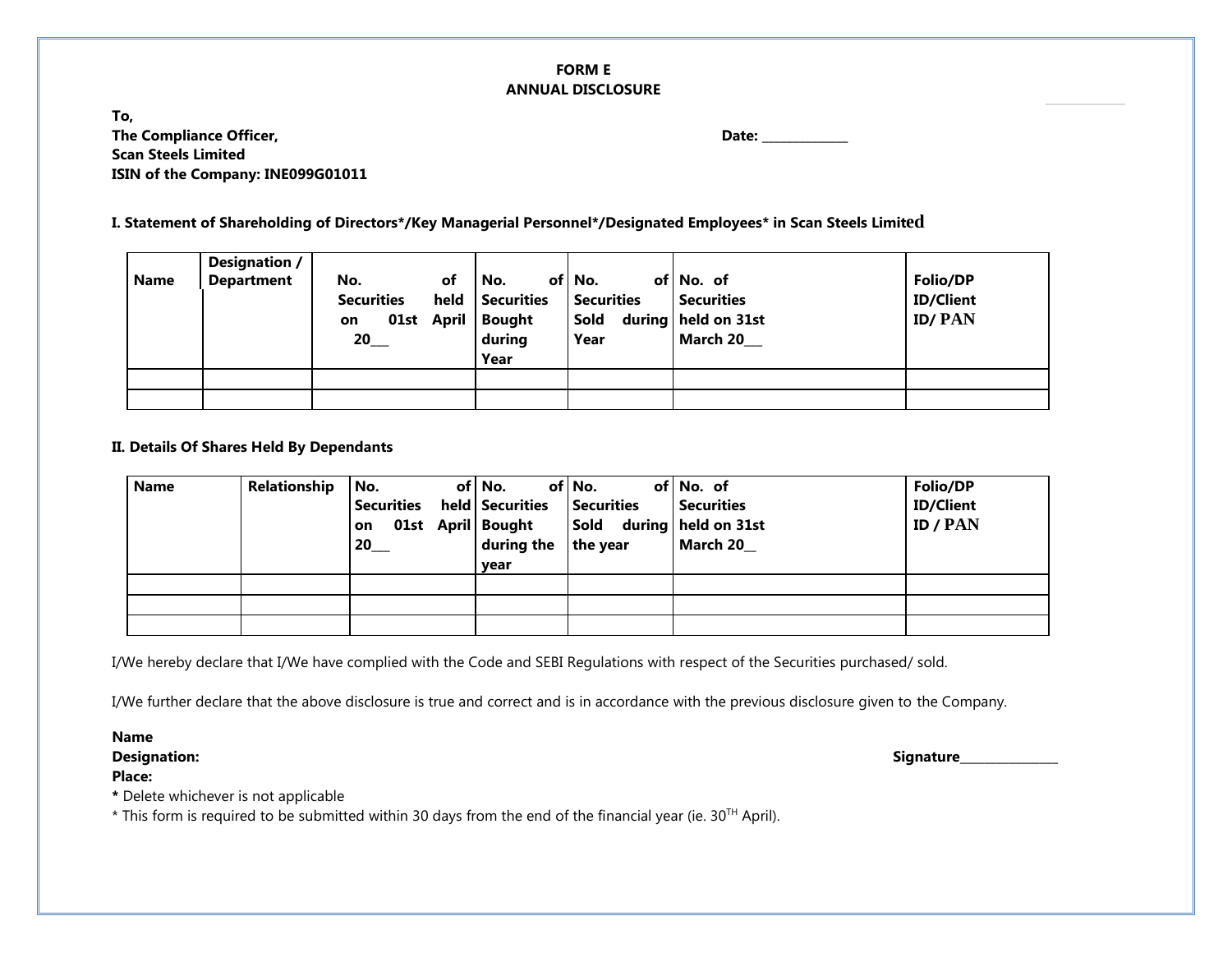# FORM E
## ANNUAL DISCLOSURE

**To,**
**The Compliance Officer,** **Date: _____________**
**Scan Steels Limited**
**ISIN of the Company: INE099G01011**

**I. Statement of Shareholding of Directors*/Key Managerial Personnel*/Designated Employees* in Scan Steels Limited**

| Name | Designation / Department | No. of Securities held on 01st April 20___ | No. of Securities Bought during Year | No. of Securities Sold during Year | No. of Securities held on 31st March 20___ | Folio/DP ID/Client ID/ PAN |
|---|---|---|---|---|---|---|
| | | | | | | |
| | | | | | | |

**II. Details Of Shares Held By Dependants**

| Name | Relationship | No. of Securities held on 01st April 20___ | No. of Securities Bought during the year | No. of Securities Sold during the year | No. of Securities held on 31st March 20__ | Folio/DP ID/Client ID / PAN |
|---|---|---|---|---|---|---|
| | | | | | | |
| | | | | | | |
| | | | | | | |

I/We hereby declare that I/We have complied with the Code and SEBI Regulations with respect of the Securities purchased/ sold.

I/We further declare that the above disclosure is true and correct and is in accordance with the previous disclosure given to the Company.

**Name**
**Designation:** **Signature_______________**
**Place:**

**\*** Delete whichever is not applicable
\* This form is required to be submitted within 30 days from the end of the financial year (ie. 30TH April).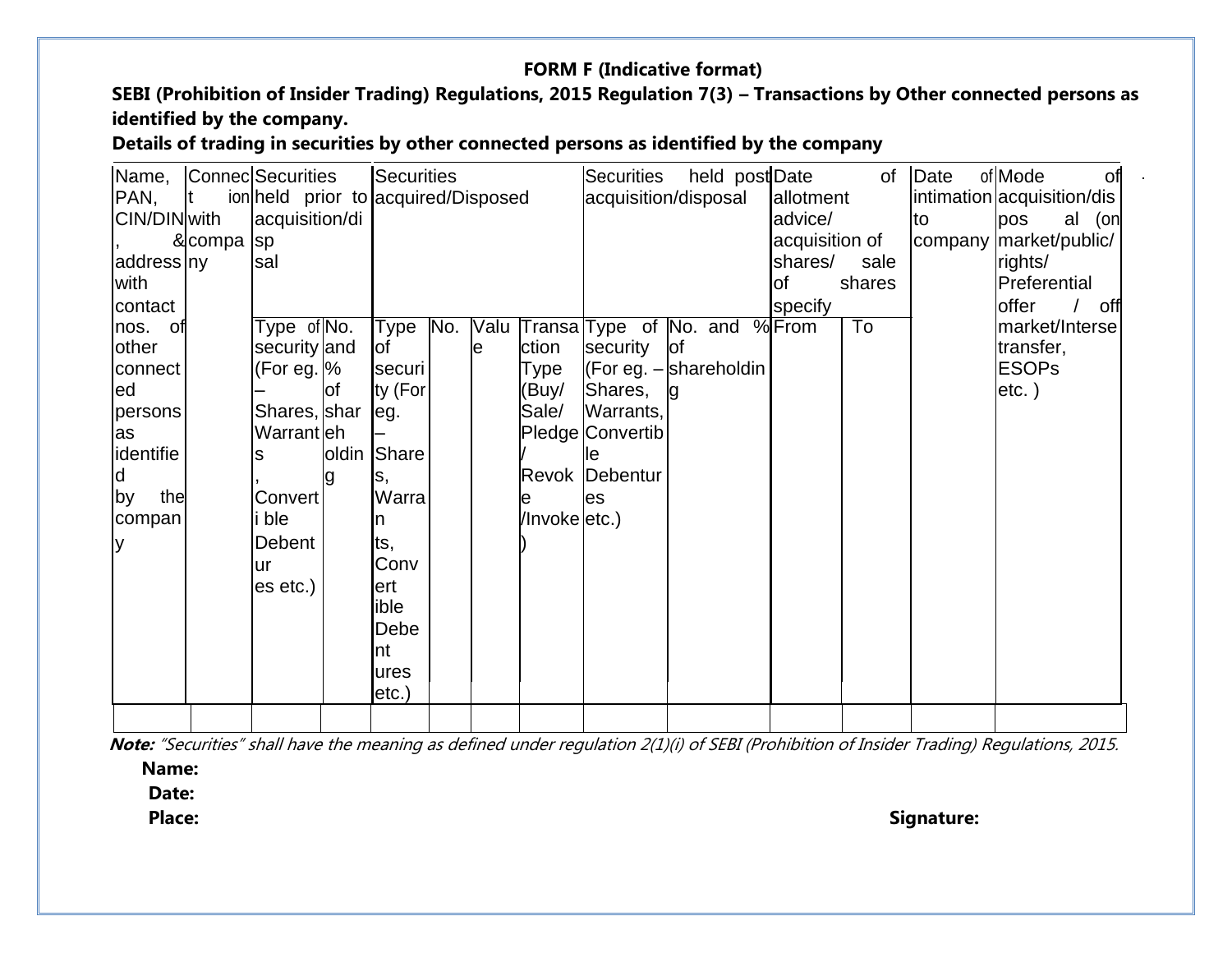**FORM F (Indicative format)**

**SEBI (Prohibition of Insider Trading) Regulations, 2015 Regulation 7(3) – Transactions by Other connected persons as identified by the company.**

**Details of trading in securities by other connected persons as identified by the company**

| Name, PAN, CIN/DIN, & address with contact nos. of other connected persons as identified by the company | Connect ion with company | Securities held prior to acquisition/disp sal | | Securities acquired/Disposed | | | | Securities held post acquisition/disposal | | Date of allotment advice/ acquisition of shares/ sale of shares specify | | Date of intimation to company | Mode of acquisition/dis posal (on market/public/ rights/ Preferential offer / off market/Interse transfer, ESOPs etc. ) |
|---|---|---|---|---|---|---|---|---|---|---|---|---|---|
| | | Type of security (For eg. – Shares, Warrants, Convert i ble Debentures etc.) | No. and % of shareholding | Type of security (For eg. – Shares, Warrants, Convertible Debentures etc.) | No. | Value | Transaction Type (Buy/ Sale/ Pledge / Revoke /Invoke) | Type of security (For eg. – Shares, Warrants, Convertible Debentures etc.) | No. and % of shareholding | From | To | | |
| | | | | | | | | | | | | | |

***Note:*** *"Securities" shall have the meaning as defined under regulation 2(1)(i) of SEBI (Prohibition of Insider Trading) Regulations, 2015.*

**Name:**

**Date:**

**Place:**

**Signature:**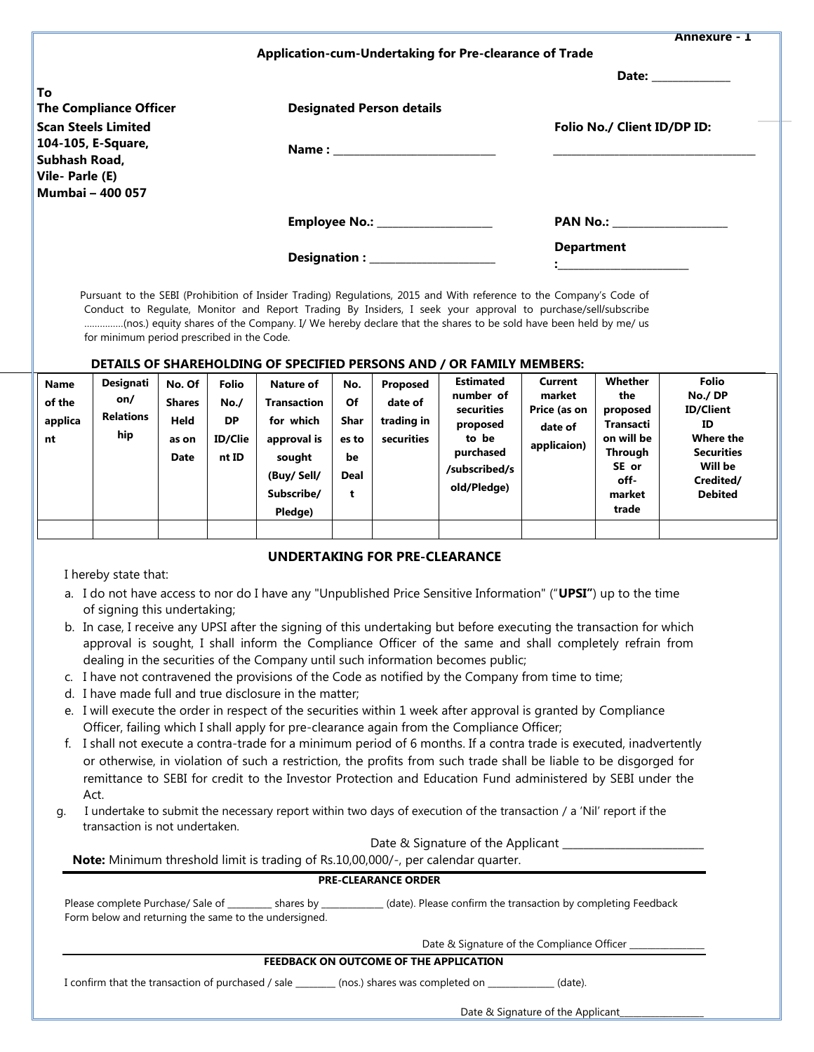Annexure - 1

## Application-cum-Undertaking for Pre-clearance of Trade

Date: ______________

**To**
**The Compliance Officer**
**Scan Steels Limited**
**104-105, E-Square,**
**Subhash Road,**
**Vile- Parle (E)**
**Mumbai – 400 057**

**Designated Person details**

**Name :** ____________________________

**Folio No./ Client ID/DP ID:** ____________________________________

**Employee No.:** ____________________

**PAN No.:** ____________________

**Designation :** ______________________

**Department :** ________________________

Pursuant to the SEBI (Prohibition of Insider Trading) Regulations, 2015 and With reference to the Company's Code of Conduct to Regulate, Monitor and Report Trading By Insiders, I seek your approval to purchase/sell/subscribe ……………(nos.) equity shares of the Company. I/ We hereby declare that the shares to be sold have been held by me/ us for minimum period prescribed in the Code.

### DETAILS OF SHAREHOLDING OF SPECIFIED PERSONS AND / OR FAMILY MEMBERS:

| Name of the applicant | Designation/ Relationship | No. Of Shares Held as on Date | Folio No./ DP ID/Client ID | Nature of Transaction for which approval is sought (Buy/ Sell/ Subscribe/ Pledge) | No. Of Shares to be Dealt | Proposed date of trading in securities | Estimated number of securities proposed to be purchased /subscribed/sold/Pledge) | Current market Price (as on date of applicaion) | Whether the proposed Transaction will be Through SE or off-market trade | Folio No./ DP ID/Client ID Where the Securities Will be Credited/ Debited |
|---|---|---|---|---|---|---|---|---|---|---|
| | | | | | | | | | | |

### UNDERTAKING FOR PRE-CLEARANCE

I hereby state that:

a. I do not have access to nor do I have any "Unpublished Price Sensitive Information" ("**UPSI"**) up to the time of signing this undertaking;
b. In case, I receive any UPSI after the signing of this undertaking but before executing the transaction for which approval is sought, I shall inform the Compliance Officer of the same and shall completely refrain from dealing in the securities of the Company until such information becomes public;
c. I have not contravened the provisions of the Code as notified by the Company from time to time;
d. I have made full and true disclosure in the matter;
e. I will execute the order in respect of the securities within 1 week after approval is granted by Compliance Officer, failing which I shall apply for pre-clearance again from the Compliance Officer;
f. I shall not execute a contra-trade for a minimum period of 6 months. If a contra trade is executed, inadvertently or otherwise, in violation of such a restriction, the profits from such trade shall be liable to be disgorged for remittance to SEBI for credit to the Investor Protection and Education Fund administered by SEBI under the Act.
g. I undertake to submit the necessary report within two days of execution of the transaction / a 'Nil' report if the transaction is not undertaken.

Date & Signature of the Applicant __________________________

**Note:** Minimum threshold limit is trading of Rs.10,00,000/-, per calendar quarter.

### PRE-CLEARANCE ORDER

Please complete Purchase/ Sale of _________ shares by _____________ (date). Please confirm the transaction by completing Feedback Form below and returning the same to the undersigned.

Date & Signature of the Compliance Officer ________________

### FEEDBACK ON OUTCOME OF THE APPLICATION

I confirm that the transaction of purchased / sale ________ (nos.) shares was completed on ______________ (date).

Date & Signature of the Applicant__________________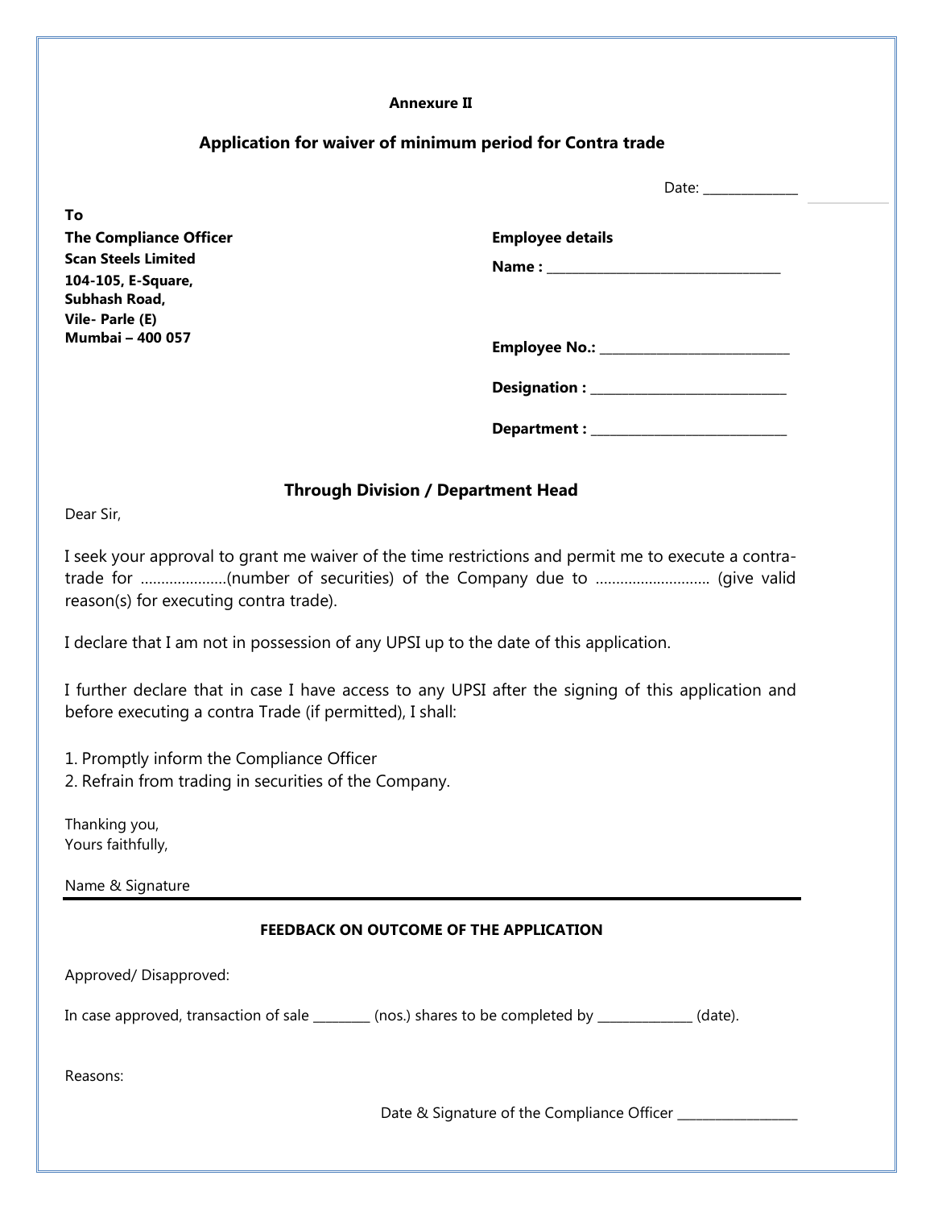**Annexure II**

## Application for waiver of minimum period for Contra trade

Date: ______________

**To**
**The Compliance Officer**
**Scan Steels Limited**
**104-105, E-Square,**
**Subhash Road,**
**Vile- Parle (E)**
**Mumbai – 400 057**

**Employee details**

**Name :** ___________________________________

**Employee No.:** ____________________________

**Designation :** _____________________________

**Department :** _____________________________

### Through Division / Department Head

Dear Sir,

I seek your approval to grant me waiver of the time restrictions and permit me to execute a contra-trade for …………………(number of securities) of the Company due to ………………………. (give valid reason(s) for executing contra trade).

I declare that I am not in possession of any UPSI up to the date of this application.

I further declare that in case I have access to any UPSI after the signing of this application and before executing a contra Trade (if permitted), I shall:

1. Promptly inform the Compliance Officer
2. Refrain from trading in securities of the Company.

Thanking you,
Yours faithfully,

Name & Signature

---

**FEEDBACK ON OUTCOME OF THE APPLICATION**

Approved/ Disapproved:

In case approved, transaction of sale ________ (nos.) shares to be completed by ______________ (date).

Reasons:

Date & Signature of the Compliance Officer __________________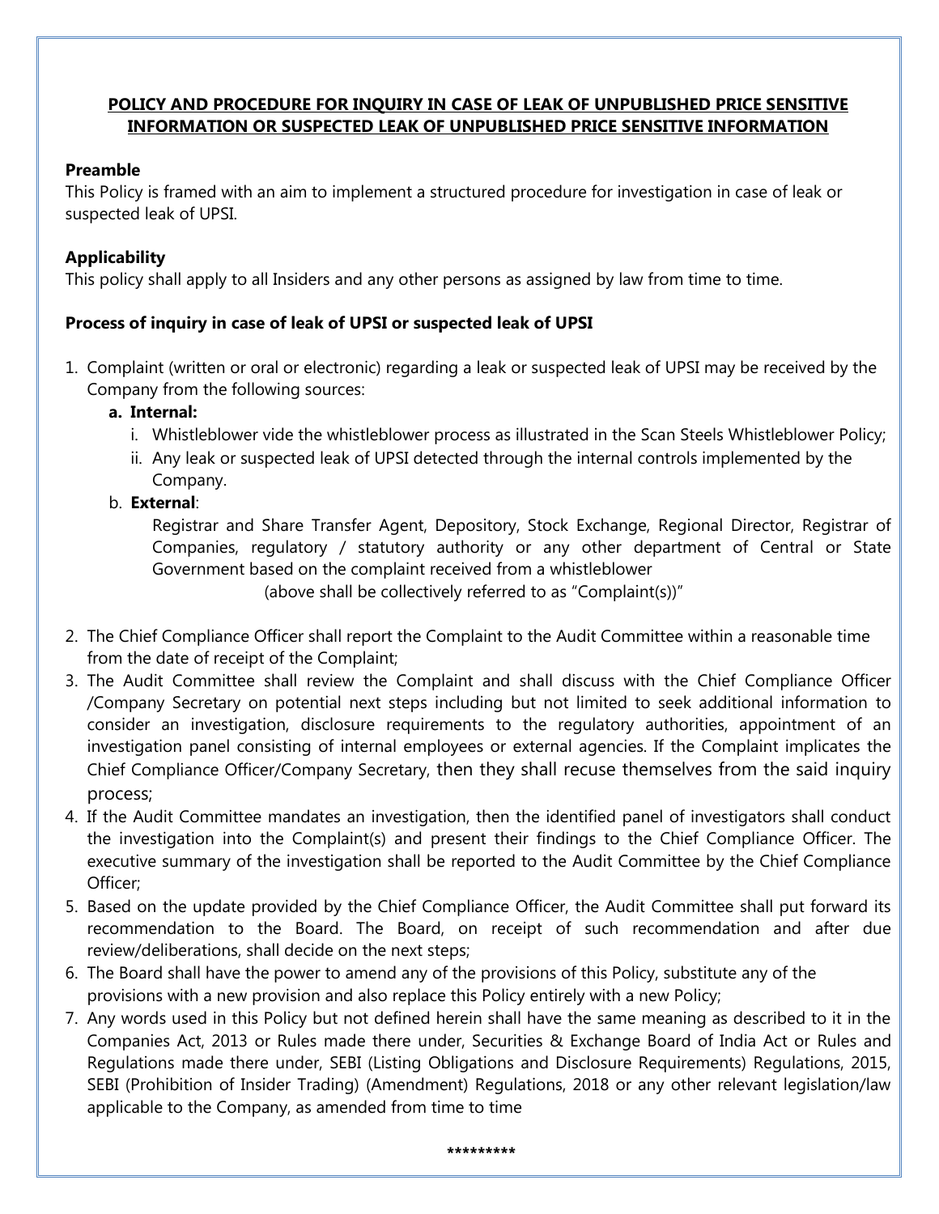# POLICY AND PROCEDURE FOR INQUIRY IN CASE OF LEAK OF UNPUBLISHED PRICE SENSITIVE INFORMATION OR SUSPECTED LEAK OF UNPUBLISHED PRICE SENSITIVE INFORMATION

**Preamble**

This Policy is framed with an aim to implement a structured procedure for investigation in case of leak or suspected leak of UPSI.

**Applicability**

This policy shall apply to all Insiders and any other persons as assigned by law from time to time.

**Process of inquiry in case of leak of UPSI or suspected leak of UPSI**

1. Complaint (written or oral or electronic) regarding a leak or suspected leak of UPSI may be received by the Company from the following sources:
   a. **Internal:**
      i. Whistleblower vide the whistleblower process as illustrated in the Scan Steels Whistleblower Policy;
      ii. Any leak or suspected leak of UPSI detected through the internal controls implemented by the Company.

   b. **External**:
      Registrar and Share Transfer Agent, Depository, Stock Exchange, Regional Director, Registrar of Companies, regulatory / statutory authority or any other department of Central or State Government based on the complaint received from a whistleblower

      (above shall be collectively referred to as "Complaint(s))"

2. The Chief Compliance Officer shall report the Complaint to the Audit Committee within a reasonable time from the date of receipt of the Complaint;
3. The Audit Committee shall review the Complaint and shall discuss with the Chief Compliance Officer /Company Secretary on potential next steps including but not limited to seek additional information to consider an investigation, disclosure requirements to the regulatory authorities, appointment of an investigation panel consisting of internal employees or external agencies. If the Complaint implicates the Chief Compliance Officer/Company Secretary, then they shall recuse themselves from the said inquiry process;
4. If the Audit Committee mandates an investigation, then the identified panel of investigators shall conduct the investigation into the Complaint(s) and present their findings to the Chief Compliance Officer. The executive summary of the investigation shall be reported to the Audit Committee by the Chief Compliance Officer;
5. Based on the update provided by the Chief Compliance Officer, the Audit Committee shall put forward its recommendation to the Board. The Board, on receipt of such recommendation and after due review/deliberations, shall decide on the next steps;
6. The Board shall have the power to amend any of the provisions of this Policy, substitute any of the provisions with a new provision and also replace this Policy entirely with a new Policy;
7. Any words used in this Policy but not defined herein shall have the same meaning as described to it in the Companies Act, 2013 or Rules made there under, Securities & Exchange Board of India Act or Rules and Regulations made there under, SEBI (Listing Obligations and Disclosure Requirements) Regulations, 2015, SEBI (Prohibition of Insider Trading) (Amendment) Regulations, 2018 or any other relevant legislation/law applicable to the Company, as amended from time to time

*********